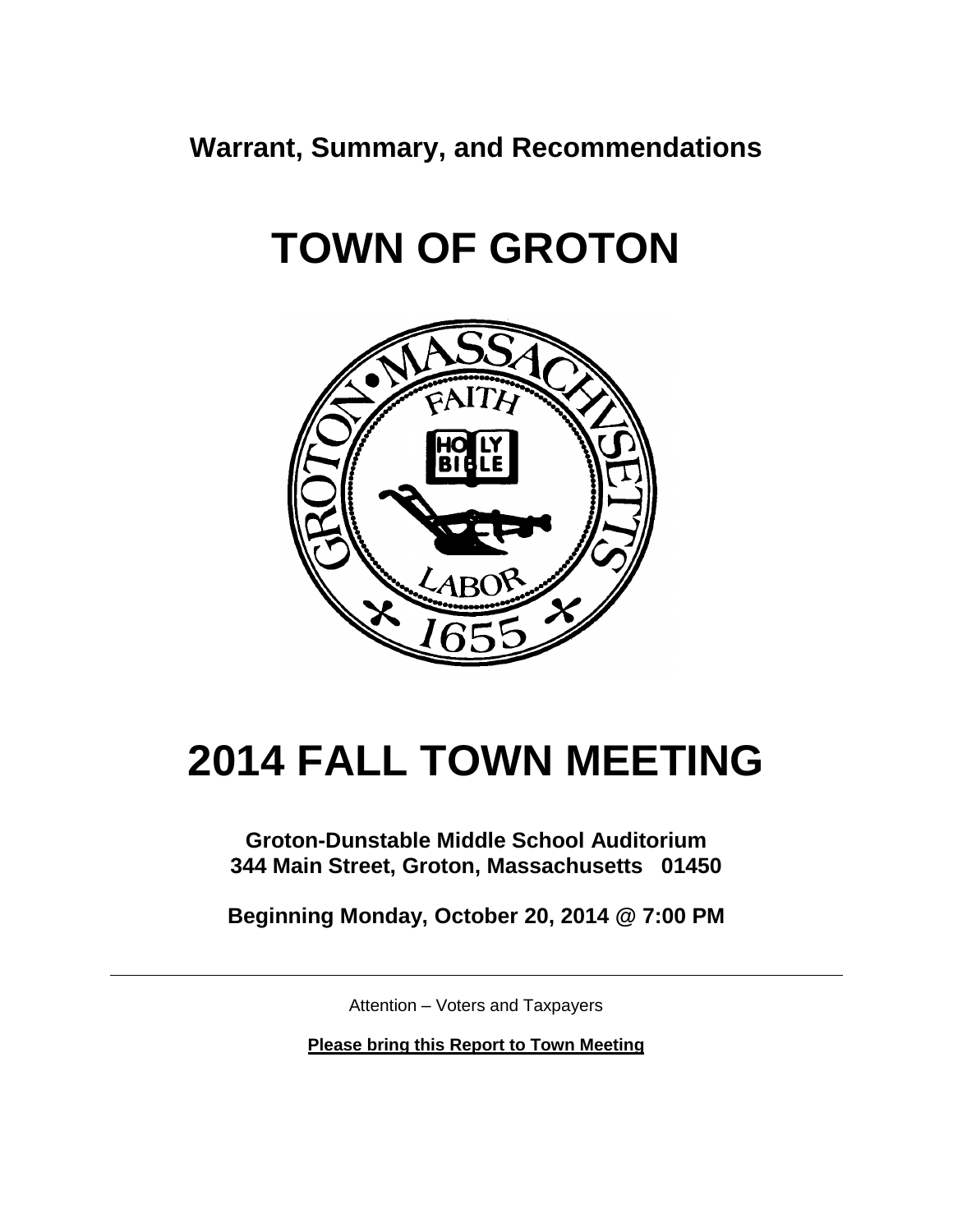**Warrant, Summary, and Recommendations**

# TOWN OF GROTON

# 2014 FALL TOWN MEETING

**Groton-Dunstable Middle School Auditorium**
**344 Main Street, Groton, Massachusetts 01450**

**Beginning Monday, October 20, 2014 @ 7:00 PM**

---

Attention – Voters and Taxpayers

**Please bring this Report to Town Meeting**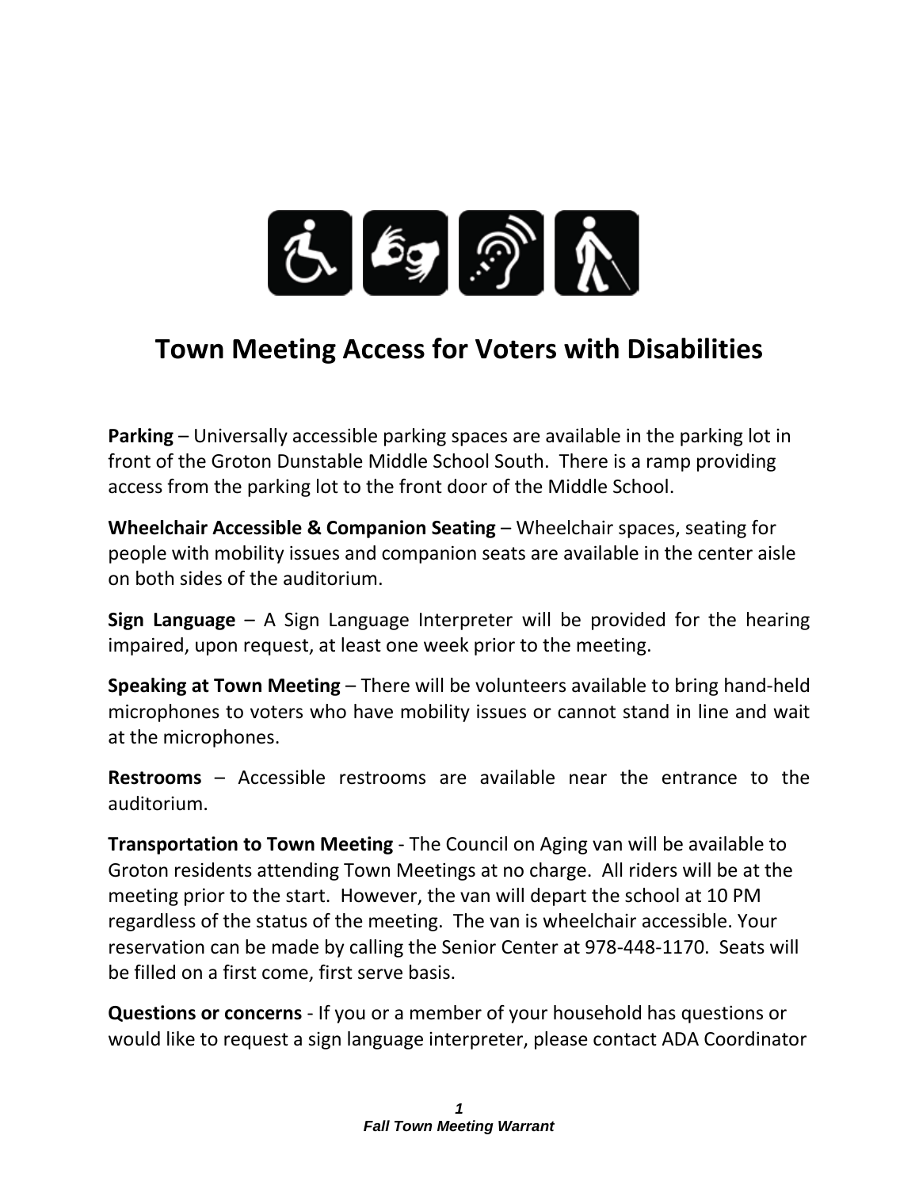# Town Meeting Access for Voters with Disabilities

**Parking** – Universally accessible parking spaces are available in the parking lot in front of the Groton Dunstable Middle School South. There is a ramp providing access from the parking lot to the front door of the Middle School.

**Wheelchair Accessible & Companion Seating** – Wheelchair spaces, seating for people with mobility issues and companion seats are available in the center aisle on both sides of the auditorium.

**Sign Language** – A Sign Language Interpreter will be provided for the hearing impaired, upon request, at least one week prior to the meeting.

**Speaking at Town Meeting** – There will be volunteers available to bring hand-held microphones to voters who have mobility issues or cannot stand in line and wait at the microphones.

**Restrooms** – Accessible restrooms are available near the entrance to the auditorium.

**Transportation to Town Meeting** - The Council on Aging van will be available to Groton residents attending Town Meetings at no charge. All riders will be at the meeting prior to the start. However, the van will depart the school at 10 PM regardless of the status of the meeting. The van is wheelchair accessible. Your reservation can be made by calling the Senior Center at 978-448-1170. Seats will be filled on a first come, first serve basis.

**Questions or concerns** - If you or a member of your household has questions or would like to request a sign language interpreter, please contact ADA Coordinator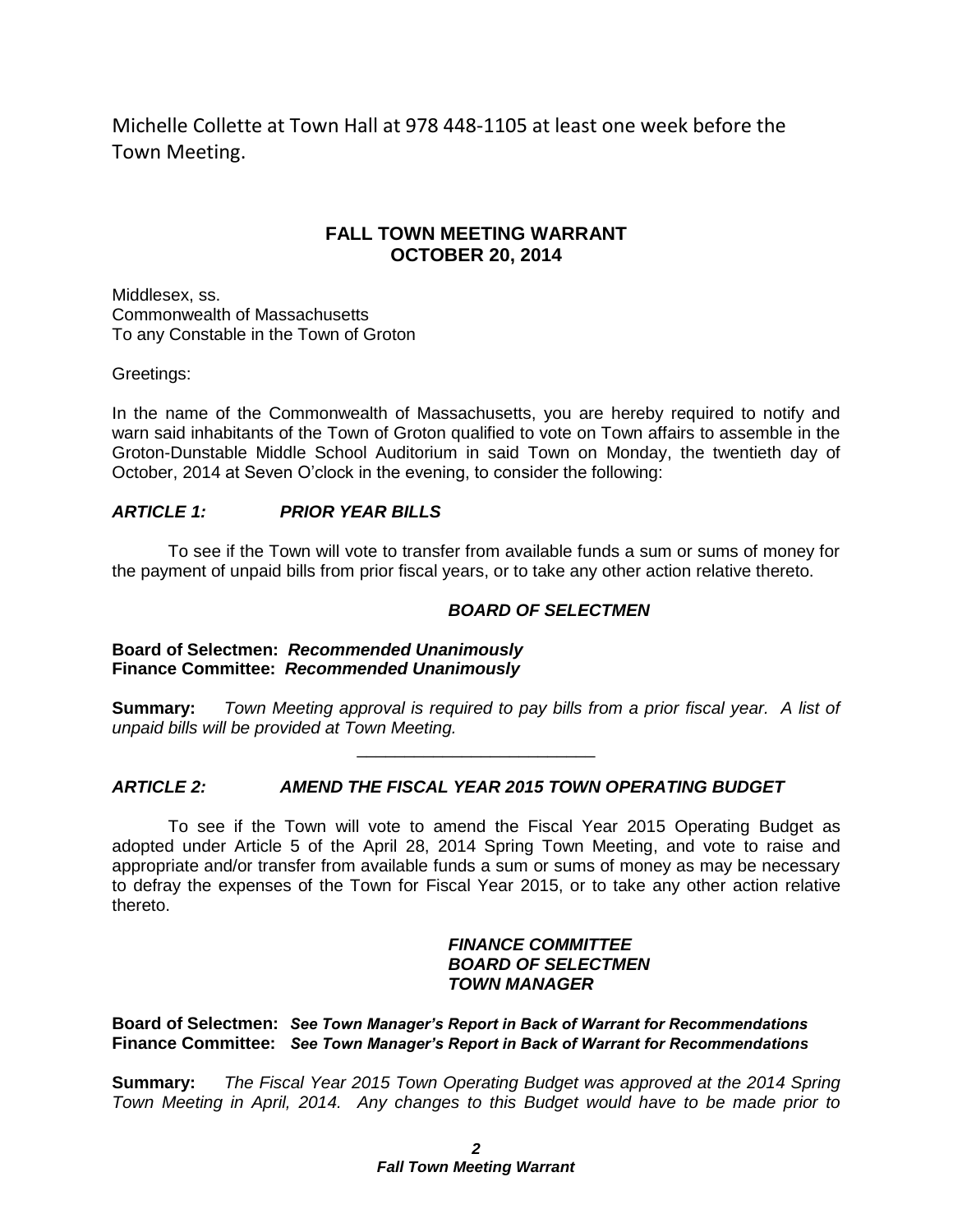Michelle Collette at Town Hall at 978 448-1105 at least one week before the Town Meeting.

## FALL TOWN MEETING WARRANT
## OCTOBER 20, 2014

Middlesex, ss.
Commonwealth of Massachusetts
To any Constable in the Town of Groton

Greetings:

In the name of the Commonwealth of Massachusetts, you are hereby required to notify and warn said inhabitants of the Town of Groton qualified to vote on Town affairs to assemble in the Groton-Dunstable Middle School Auditorium in said Town on Monday, the twentieth day of October, 2014 at Seven O'clock in the evening, to consider the following:

### *ARTICLE 1: PRIOR YEAR BILLS*

To see if the Town will vote to transfer from available funds a sum or sums of money for the payment of unpaid bills from prior fiscal years, or to take any other action relative thereto.

***BOARD OF SELECTMEN***

**Board of Selectmen:** ***Recommended Unanimously***
**Finance Committee:** ***Recommended Unanimously***

**Summary:** *Town Meeting approval is required to pay bills from a prior fiscal year. A list of unpaid bills will be provided at Town Meeting.*

---

### *ARTICLE 2: AMEND THE FISCAL YEAR 2015 TOWN OPERATING BUDGET*

To see if the Town will vote to amend the Fiscal Year 2015 Operating Budget as adopted under Article 5 of the April 28, 2014 Spring Town Meeting, and vote to raise and appropriate and/or transfer from available funds a sum or sums of money as may be necessary to defray the expenses of the Town for Fiscal Year 2015, or to take any other action relative thereto.

***FINANCE COMMITTEE***
***BOARD OF SELECTMEN***
***TOWN MANAGER***

**Board of Selectmen:** ***See Town Manager's Report in Back of Warrant for Recommendations***
**Finance Committee:** ***See Town Manager's Report in Back of Warrant for Recommendations***

**Summary:** *The Fiscal Year 2015 Town Operating Budget was approved at the 2014 Spring Town Meeting in April, 2014. Any changes to this Budget would have to be made prior to*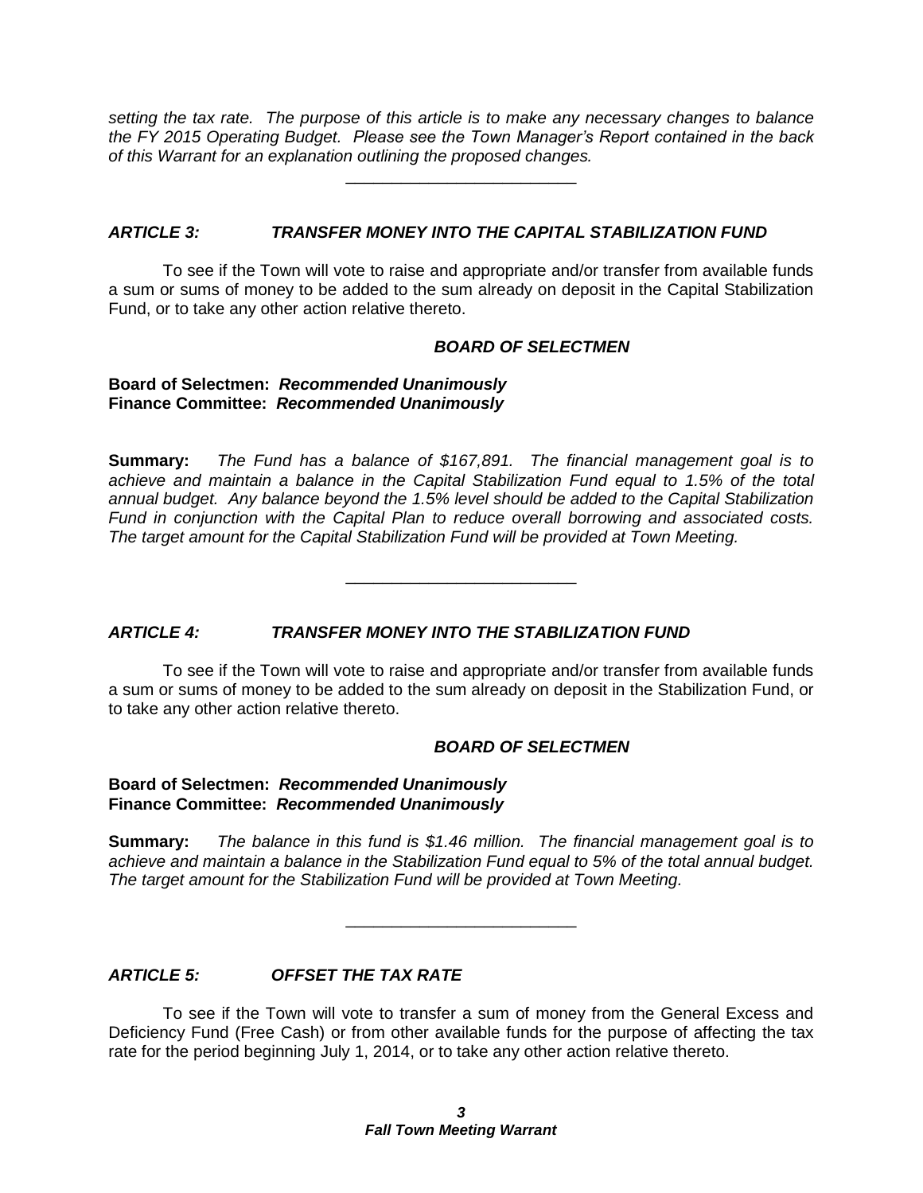*setting the tax rate. The purpose of this article is to make any necessary changes to balance the FY 2015 Operating Budget. Please see the Town Manager's Report contained in the back of this Warrant for an explanation outlining the proposed changes.*

---

### *ARTICLE 3: TRANSFER MONEY INTO THE CAPITAL STABILIZATION FUND*

To see if the Town will vote to raise and appropriate and/or transfer from available funds a sum or sums of money to be added to the sum already on deposit in the Capital Stabilization Fund, or to take any other action relative thereto.

***BOARD OF SELECTMEN***

**Board of Selectmen:** ***Recommended Unanimously***
**Finance Committee:** ***Recommended Unanimously***

**Summary:** *The Fund has a balance of $167,891. The financial management goal is to achieve and maintain a balance in the Capital Stabilization Fund equal to 1.5% of the total annual budget. Any balance beyond the 1.5% level should be added to the Capital Stabilization Fund in conjunction with the Capital Plan to reduce overall borrowing and associated costs. The target amount for the Capital Stabilization Fund will be provided at Town Meeting.*

---

### *ARTICLE 4: TRANSFER MONEY INTO THE STABILIZATION FUND*

To see if the Town will vote to raise and appropriate and/or transfer from available funds a sum or sums of money to be added to the sum already on deposit in the Stabilization Fund, or to take any other action relative thereto.

***BOARD OF SELECTMEN***

**Board of Selectmen:** ***Recommended Unanimously***
**Finance Committee:** ***Recommended Unanimously***

**Summary:** *The balance in this fund is $1.46 million. The financial management goal is to achieve and maintain a balance in the Stabilization Fund equal to 5% of the total annual budget. The target amount for the Stabilization Fund will be provided at Town Meeting.*

---

### *ARTICLE 5: OFFSET THE TAX RATE*

To see if the Town will vote to transfer a sum of money from the General Excess and Deficiency Fund (Free Cash) or from other available funds for the purpose of affecting the tax rate for the period beginning July 1, 2014, or to take any other action relative thereto.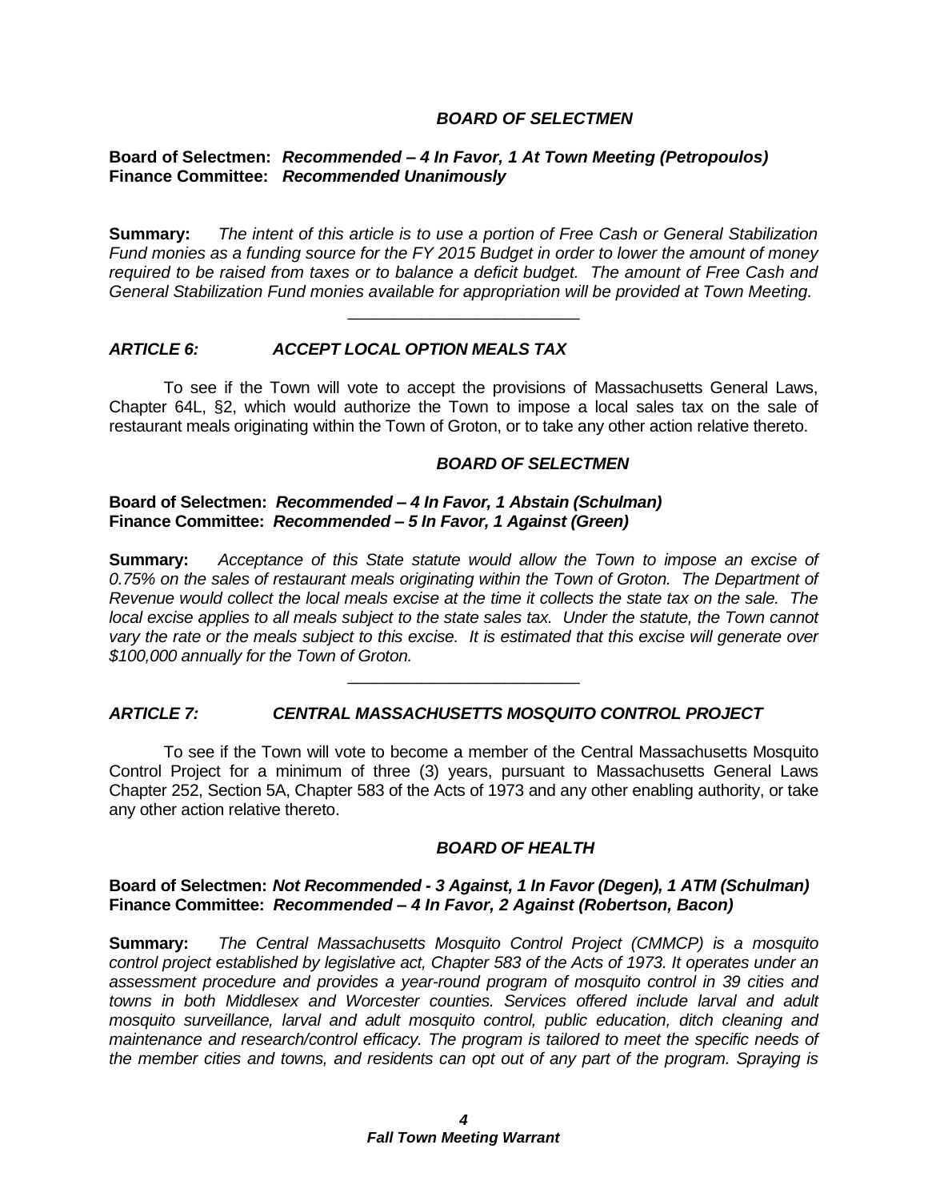***BOARD OF SELECTMEN***

**Board of Selectmen:** ***Recommended – 4 In Favor, 1 At Town Meeting (Petropoulos)***
**Finance Committee:** ***Recommended Unanimously***

**Summary:** *The intent of this article is to use a portion of Free Cash or General Stabilization Fund monies as a funding source for the FY 2015 Budget in order to lower the amount of money required to be raised from taxes or to balance a deficit budget. The amount of Free Cash and General Stabilization Fund monies available for appropriation will be provided at Town Meeting.*

---

## *ARTICLE 6: ACCEPT LOCAL OPTION MEALS TAX*

To see if the Town will vote to accept the provisions of Massachusetts General Laws, Chapter 64L, §2, which would authorize the Town to impose a local sales tax on the sale of restaurant meals originating within the Town of Groton, or to take any other action relative thereto.

***BOARD OF SELECTMEN***

**Board of Selectmen:** ***Recommended – 4 In Favor, 1 Abstain (Schulman)***
**Finance Committee:** ***Recommended – 5 In Favor, 1 Against (Green)***

**Summary:** *Acceptance of this State statute would allow the Town to impose an excise of 0.75% on the sales of restaurant meals originating within the Town of Groton. The Department of Revenue would collect the local meals excise at the time it collects the state tax on the sale. The local excise applies to all meals subject to the state sales tax. Under the statute, the Town cannot vary the rate or the meals subject to this excise. It is estimated that this excise will generate over $100,000 annually for the Town of Groton.*

---

## *ARTICLE 7: CENTRAL MASSACHUSETTS MOSQUITO CONTROL PROJECT*

To see if the Town will vote to become a member of the Central Massachusetts Mosquito Control Project for a minimum of three (3) years, pursuant to Massachusetts General Laws Chapter 252, Section 5A, Chapter 583 of the Acts of 1973 and any other enabling authority, or take any other action relative thereto.

***BOARD OF HEALTH***

**Board of Selectmen:** ***Not Recommended - 3 Against, 1 In Favor (Degen), 1 ATM (Schulman)***
**Finance Committee:** ***Recommended – 4 In Favor, 2 Against (Robertson, Bacon)***

**Summary:** *The Central Massachusetts Mosquito Control Project (CMMCP) is a mosquito control project established by legislative act, Chapter 583 of the Acts of 1973. It operates under an assessment procedure and provides a year-round program of mosquito control in 39 cities and towns in both Middlesex and Worcester counties. Services offered include larval and adult mosquito surveillance, larval and adult mosquito control, public education, ditch cleaning and maintenance and research/control efficacy. The program is tailored to meet the specific needs of the member cities and towns, and residents can opt out of any part of the program. Spraying is*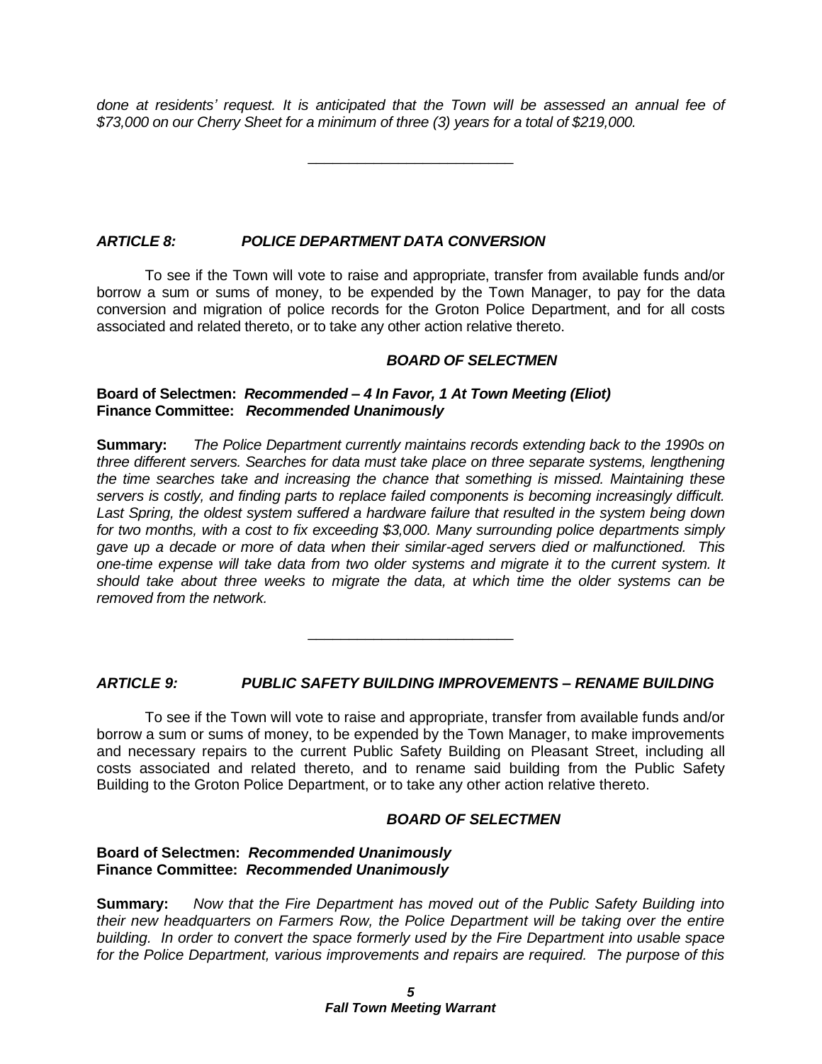*done at residents' request. It is anticipated that the Town will be assessed an annual fee of $73,000 on our Cherry Sheet for a minimum of three (3) years for a total of $219,000.*

---

### ***ARTICLE 8: POLICE DEPARTMENT DATA CONVERSION***

To see if the Town will vote to raise and appropriate, transfer from available funds and/or borrow a sum or sums of money, to be expended by the Town Manager, to pay for the data conversion and migration of police records for the Groton Police Department, and for all costs associated and related thereto, or to take any other action relative thereto.

***BOARD OF SELECTMEN***

**Board of Selectmen:** ***Recommended – 4 In Favor, 1 At Town Meeting (Eliot)***
**Finance Committee:** ***Recommended Unanimously***

**Summary:** *The Police Department currently maintains records extending back to the 1990s on three different servers. Searches for data must take place on three separate systems, lengthening the time searches take and increasing the chance that something is missed. Maintaining these servers is costly, and finding parts to replace failed components is becoming increasingly difficult. Last Spring, the oldest system suffered a hardware failure that resulted in the system being down for two months, with a cost to fix exceeding $3,000. Many surrounding police departments simply gave up a decade or more of data when their similar-aged servers died or malfunctioned. This one-time expense will take data from two older systems and migrate it to the current system. It should take about three weeks to migrate the data, at which time the older systems can be removed from the network.*

---

### ***ARTICLE 9: PUBLIC SAFETY BUILDING IMPROVEMENTS – RENAME BUILDING***

To see if the Town will vote to raise and appropriate, transfer from available funds and/or borrow a sum or sums of money, to be expended by the Town Manager, to make improvements and necessary repairs to the current Public Safety Building on Pleasant Street, including all costs associated and related thereto, and to rename said building from the Public Safety Building to the Groton Police Department, or to take any other action relative thereto.

***BOARD OF SELECTMEN***

**Board of Selectmen:** ***Recommended Unanimously***
**Finance Committee:** ***Recommended Unanimously***

**Summary:** *Now that the Fire Department has moved out of the Public Safety Building into their new headquarters on Farmers Row, the Police Department will be taking over the entire building. In order to convert the space formerly used by the Fire Department into usable space for the Police Department, various improvements and repairs are required. The purpose of this*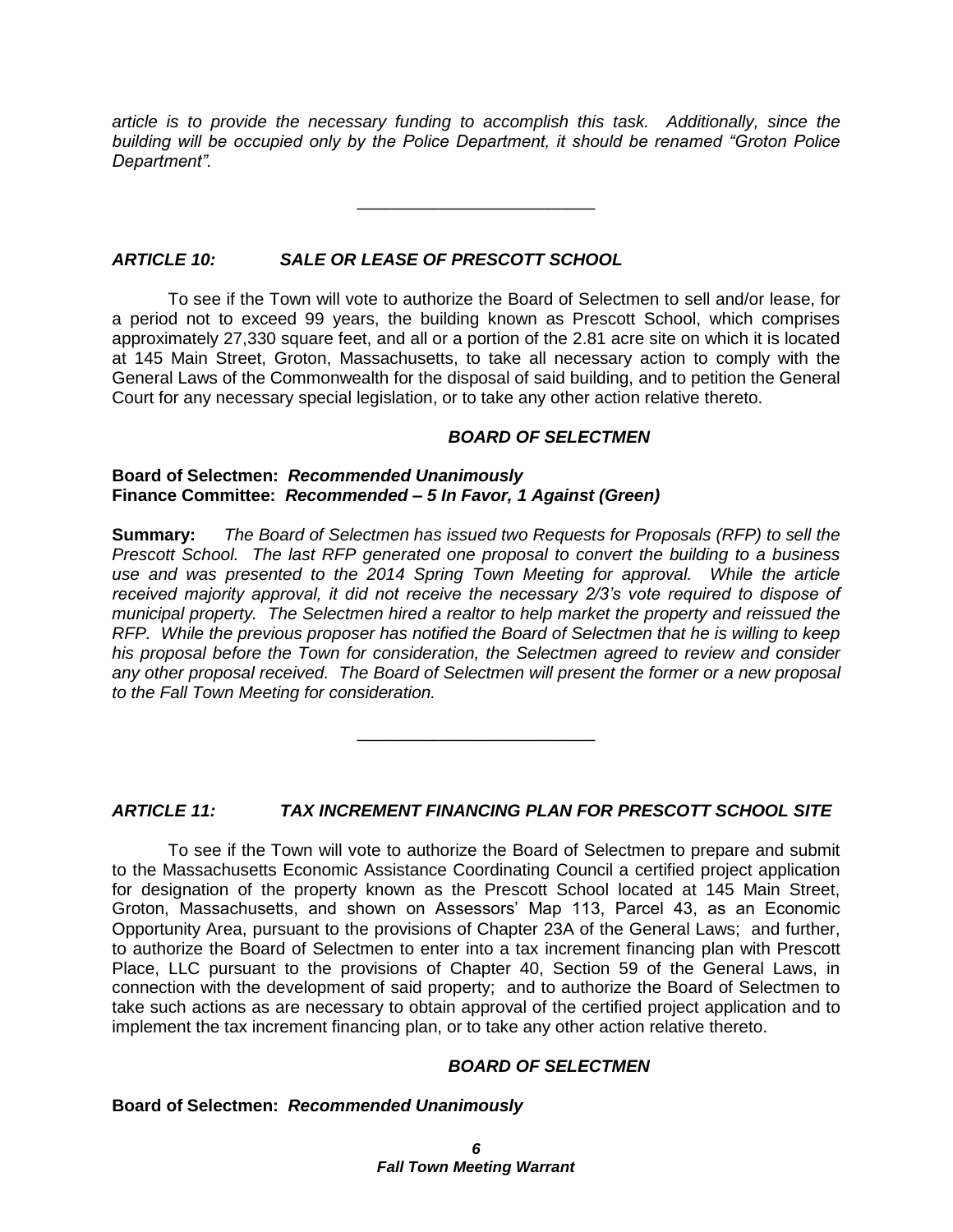*article is to provide the necessary funding to accomplish this task. Additionally, since the building will be occupied only by the Police Department, it should be renamed "Groton Police Department".*

---

### *ARTICLE 10: SALE OR LEASE OF PRESCOTT SCHOOL*

To see if the Town will vote to authorize the Board of Selectmen to sell and/or lease, for a period not to exceed 99 years, the building known as Prescott School, which comprises approximately 27,330 square feet, and all or a portion of the 2.81 acre site on which it is located at 145 Main Street, Groton, Massachusetts, to take all necessary action to comply with the General Laws of the Commonwealth for the disposal of said building, and to petition the General Court for any necessary special legislation, or to take any other action relative thereto.

***BOARD OF SELECTMEN***

**Board of Selectmen: *Recommended Unanimously***
**Finance Committee: *Recommended – 5 In Favor, 1 Against (Green)***

**Summary:** *The Board of Selectmen has issued two Requests for Proposals (RFP) to sell the Prescott School. The last RFP generated one proposal to convert the building to a business use and was presented to the 2014 Spring Town Meeting for approval. While the article received majority approval, it did not receive the necessary 2/3's vote required to dispose of municipal property. The Selectmen hired a realtor to help market the property and reissued the RFP. While the previous proposer has notified the Board of Selectmen that he is willing to keep his proposal before the Town for consideration, the Selectmen agreed to review and consider any other proposal received. The Board of Selectmen will present the former or a new proposal to the Fall Town Meeting for consideration.*

---

### *ARTICLE 11: TAX INCREMENT FINANCING PLAN FOR PRESCOTT SCHOOL SITE*

To see if the Town will vote to authorize the Board of Selectmen to prepare and submit to the Massachusetts Economic Assistance Coordinating Council a certified project application for designation of the property known as the Prescott School located at 145 Main Street, Groton, Massachusetts, and shown on Assessors' Map 113, Parcel 43, as an Economic Opportunity Area, pursuant to the provisions of Chapter 23A of the General Laws; and further, to authorize the Board of Selectmen to enter into a tax increment financing plan with Prescott Place, LLC pursuant to the provisions of Chapter 40, Section 59 of the General Laws, in connection with the development of said property; and to authorize the Board of Selectmen to take such actions as are necessary to obtain approval of the certified project application and to implement the tax increment financing plan, or to take any other action relative thereto.

***BOARD OF SELECTMEN***

**Board of Selectmen: *Recommended Unanimously***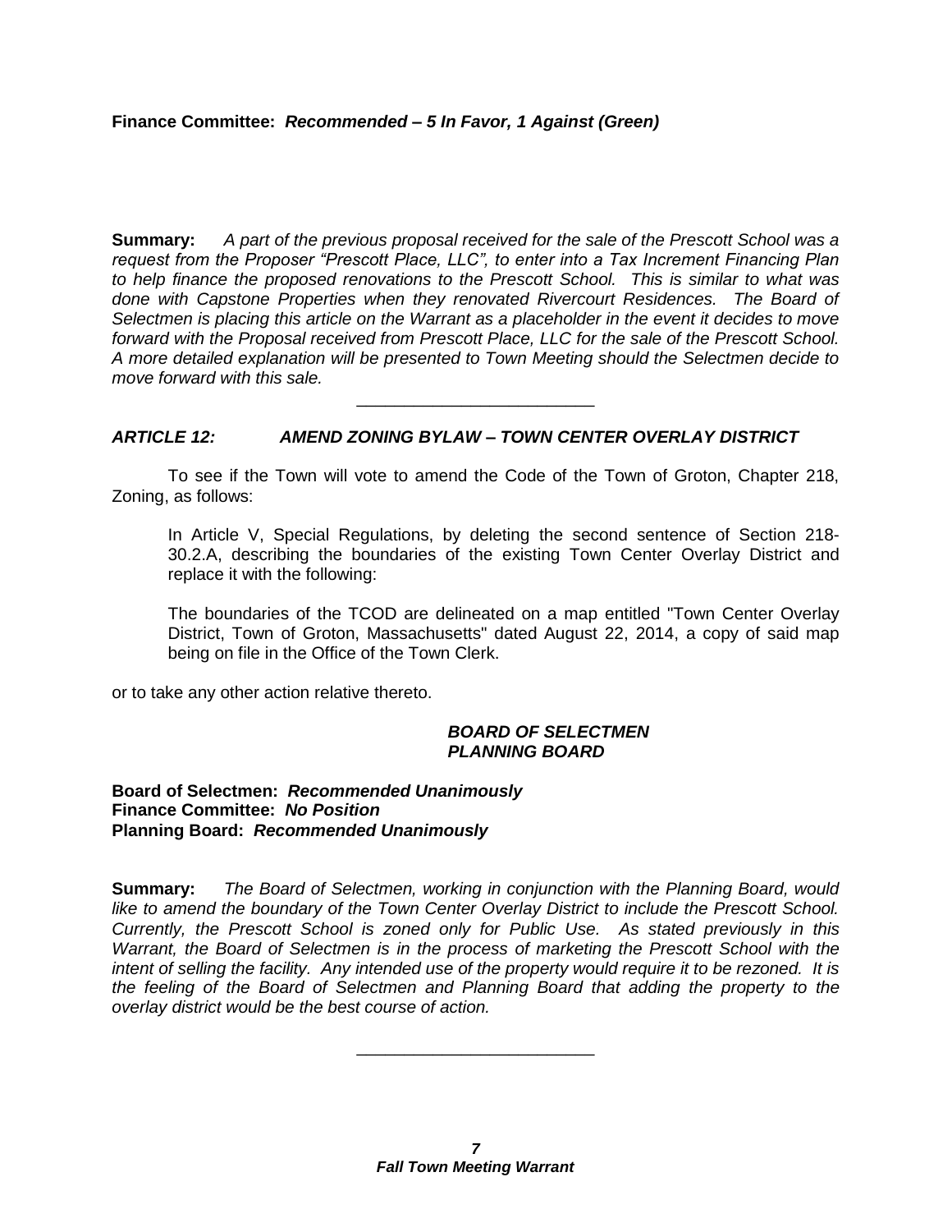**Finance Committee:** ***Recommended – 5 In Favor, 1 Against (Green)***

**Summary:** *A part of the previous proposal received for the sale of the Prescott School was a request from the Proposer "Prescott Place, LLC", to enter into a Tax Increment Financing Plan to help finance the proposed renovations to the Prescott School. This is similar to what was done with Capstone Properties when they renovated Rivercourt Residences. The Board of Selectmen is placing this article on the Warrant as a placeholder in the event it decides to move forward with the Proposal received from Prescott Place, LLC for the sale of the Prescott School. A more detailed explanation will be presented to Town Meeting should the Selectmen decide to move forward with this sale.*

---

### *ARTICLE 12: AMEND ZONING BYLAW – TOWN CENTER OVERLAY DISTRICT*

To see if the Town will vote to amend the Code of the Town of Groton, Chapter 218, Zoning, as follows:

> In Article V, Special Regulations, by deleting the second sentence of Section 218-30.2.A, describing the boundaries of the existing Town Center Overlay District and replace it with the following:
>
> The boundaries of the TCOD are delineated on a map entitled "Town Center Overlay District, Town of Groton, Massachusetts" dated August 22, 2014, a copy of said map being on file in the Office of the Town Clerk.

or to take any other action relative thereto.

***BOARD OF SELECTMEN***
***PLANNING BOARD***

**Board of Selectmen:** ***Recommended Unanimously***
**Finance Committee:** ***No Position***
**Planning Board:** ***Recommended Unanimously***

**Summary:** *The Board of Selectmen, working in conjunction with the Planning Board, would like to amend the boundary of the Town Center Overlay District to include the Prescott School. Currently, the Prescott School is zoned only for Public Use. As stated previously in this Warrant, the Board of Selectmen is in the process of marketing the Prescott School with the intent of selling the facility. Any intended use of the property would require it to be rezoned. It is the feeling of the Board of Selectmen and Planning Board that adding the property to the overlay district would be the best course of action.*

---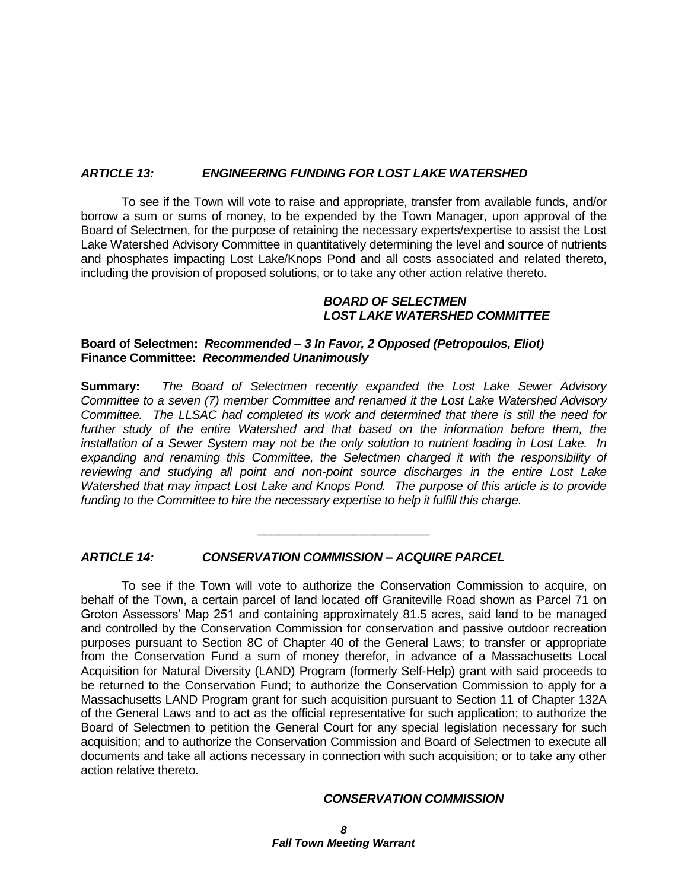## *ARTICLE 13: ENGINEERING FUNDING FOR LOST LAKE WATERSHED*

To see if the Town will vote to raise and appropriate, transfer from available funds, and/or borrow a sum or sums of money, to be expended by the Town Manager, upon approval of the Board of Selectmen, for the purpose of retaining the necessary experts/expertise to assist the Lost Lake Watershed Advisory Committee in quantitatively determining the level and source of nutrients and phosphates impacting Lost Lake/Knops Pond and all costs associated and related thereto, including the provision of proposed solutions, or to take any other action relative thereto.

***BOARD OF SELECTMEN***
***LOST LAKE WATERSHED COMMITTEE***

**Board of Selectmen:** ***Recommended – 3 In Favor, 2 Opposed (Petropoulos, Eliot)***
**Finance Committee:** ***Recommended Unanimously***

**Summary:** *The Board of Selectmen recently expanded the Lost Lake Sewer Advisory Committee to a seven (7) member Committee and renamed it the Lost Lake Watershed Advisory Committee. The LLSAC had completed its work and determined that there is still the need for further study of the entire Watershed and that based on the information before them, the installation of a Sewer System may not be the only solution to nutrient loading in Lost Lake. In expanding and renaming this Committee, the Selectmen charged it with the responsibility of reviewing and studying all point and non-point source discharges in the entire Lost Lake Watershed that may impact Lost Lake and Knops Pond. The purpose of this article is to provide funding to the Committee to hire the necessary expertise to help it fulfill this charge.*

---

## *ARTICLE 14: CONSERVATION COMMISSION – ACQUIRE PARCEL*

To see if the Town will vote to authorize the Conservation Commission to acquire, on behalf of the Town, a certain parcel of land located off Graniteville Road shown as Parcel 71 on Groton Assessors' Map 251 and containing approximately 81.5 acres, said land to be managed and controlled by the Conservation Commission for conservation and passive outdoor recreation purposes pursuant to Section 8C of Chapter 40 of the General Laws; to transfer or appropriate from the Conservation Fund a sum of money therefor, in advance of a Massachusetts Local Acquisition for Natural Diversity (LAND) Program (formerly Self-Help) grant with said proceeds to be returned to the Conservation Fund; to authorize the Conservation Commission to apply for a Massachusetts LAND Program grant for such acquisition pursuant to Section 11 of Chapter 132A of the General Laws and to act as the official representative for such application; to authorize the Board of Selectmen to petition the General Court for any special legislation necessary for such acquisition; and to authorize the Conservation Commission and Board of Selectmen to execute all documents and take all actions necessary in connection with such acquisition; or to take any other action relative thereto.

***CONSERVATION COMMISSION***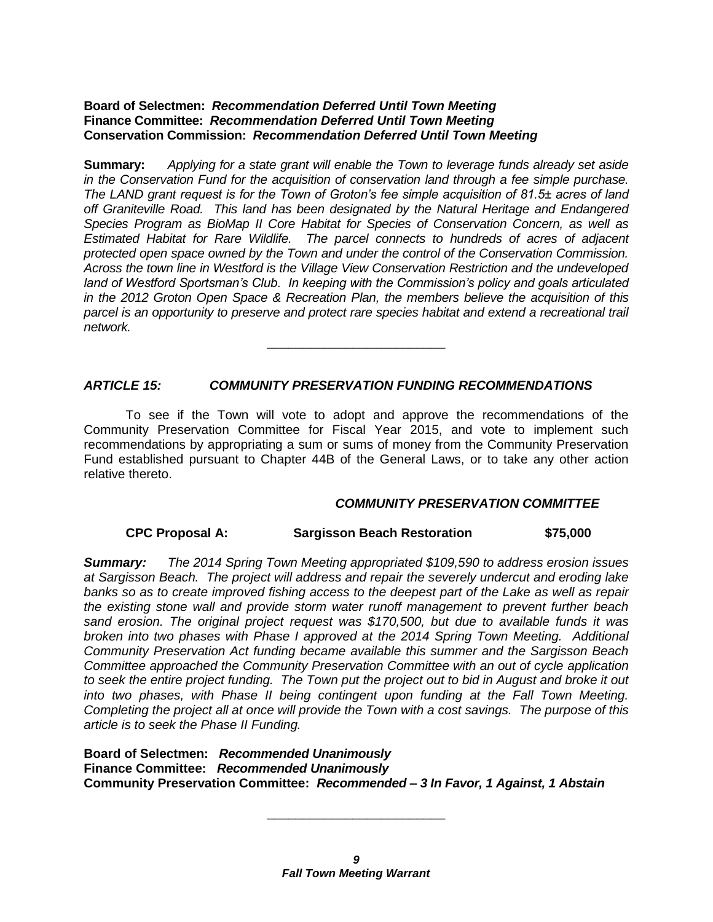**Board of Selectmen:** ***Recommendation Deferred Until Town Meeting***
**Finance Committee:** ***Recommendation Deferred Until Town Meeting***
**Conservation Commission:** ***Recommendation Deferred Until Town Meeting***

**Summary:** *Applying for a state grant will enable the Town to leverage funds already set aside in the Conservation Fund for the acquisition of conservation land through a fee simple purchase. The LAND grant request is for the Town of Groton's fee simple acquisition of 81.5± acres of land off Graniteville Road. This land has been designated by the Natural Heritage and Endangered Species Program as BioMap II Core Habitat for Species of Conservation Concern, as well as Estimated Habitat for Rare Wildlife. The parcel connects to hundreds of acres of adjacent protected open space owned by the Town and under the control of the Conservation Commission. Across the town line in Westford is the Village View Conservation Restriction and the undeveloped land of Westford Sportsman's Club. In keeping with the Commission's policy and goals articulated in the 2012 Groton Open Space & Recreation Plan, the members believe the acquisition of this parcel is an opportunity to preserve and protect rare species habitat and extend a recreational trail network.*

---

## *ARTICLE 15: COMMUNITY PRESERVATION FUNDING RECOMMENDATIONS*

To see if the Town will vote to adopt and approve the recommendations of the Community Preservation Committee for Fiscal Year 2015, and vote to implement such recommendations by appropriating a sum or sums of money from the Community Preservation Fund established pursuant to Chapter 44B of the General Laws, or to take any other action relative thereto.

***COMMUNITY PRESERVATION COMMITTEE***

**CPC Proposal A: Sargisson Beach Restoration $75,000**

***Summary:*** *The 2014 Spring Town Meeting appropriated $109,590 to address erosion issues at Sargisson Beach. The project will address and repair the severely undercut and eroding lake banks so as to create improved fishing access to the deepest part of the Lake as well as repair the existing stone wall and provide storm water runoff management to prevent further beach sand erosion. The original project request was $170,500, but due to available funds it was broken into two phases with Phase I approved at the 2014 Spring Town Meeting. Additional Community Preservation Act funding became available this summer and the Sargisson Beach Committee approached the Community Preservation Committee with an out of cycle application to seek the entire project funding. The Town put the project out to bid in August and broke it out into two phases, with Phase II being contingent upon funding at the Fall Town Meeting. Completing the project all at once will provide the Town with a cost savings. The purpose of this article is to seek the Phase II Funding.*

**Board of Selectmen:** ***Recommended Unanimously***
**Finance Committee:** ***Recommended Unanimously***
**Community Preservation Committee:** ***Recommended – 3 In Favor, 1 Against, 1 Abstain***

---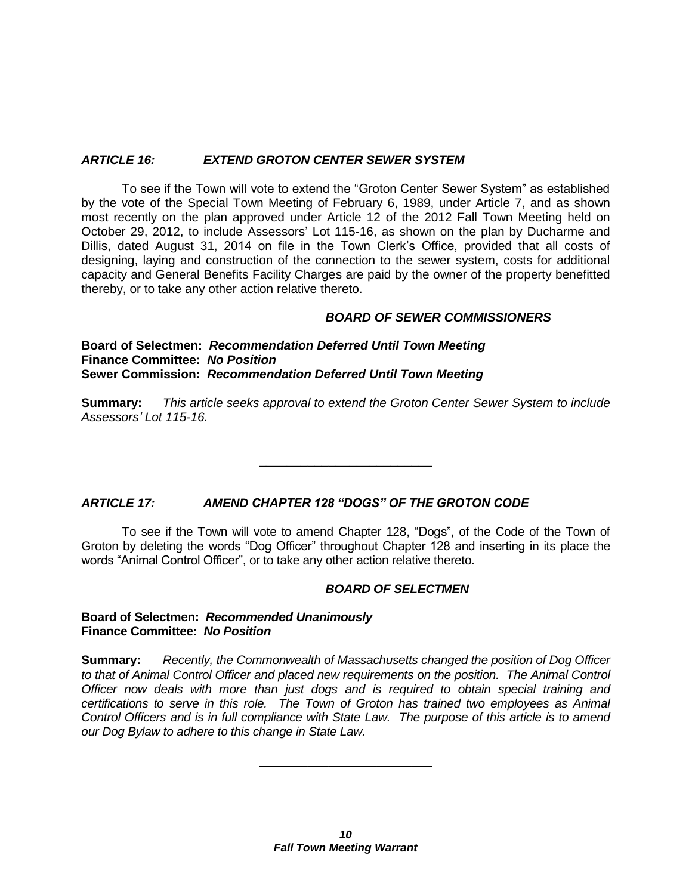### *ARTICLE 16: EXTEND GROTON CENTER SEWER SYSTEM*

To see if the Town will vote to extend the "Groton Center Sewer System" as established by the vote of the Special Town Meeting of February 6, 1989, under Article 7, and as shown most recently on the plan approved under Article 12 of the 2012 Fall Town Meeting held on October 29, 2012, to include Assessors' Lot 115-16, as shown on the plan by Ducharme and Dillis, dated August 31, 2014 on file in the Town Clerk's Office, provided that all costs of designing, laying and construction of the connection to the sewer system, costs for additional capacity and General Benefits Facility Charges are paid by the owner of the property benefitted thereby, or to take any other action relative thereto.

***BOARD OF SEWER COMMISSIONERS***

**Board of Selectmen:** ***Recommendation Deferred Until Town Meeting***
**Finance Committee:** ***No Position***
**Sewer Commission:** ***Recommendation Deferred Until Town Meeting***

**Summary:** *This article seeks approval to extend the Groton Center Sewer System to include Assessors' Lot 115-16.*

---

### *ARTICLE 17: AMEND CHAPTER 128 "DOGS" OF THE GROTON CODE*

To see if the Town will vote to amend Chapter 128, "Dogs", of the Code of the Town of Groton by deleting the words "Dog Officer" throughout Chapter 128 and inserting in its place the words "Animal Control Officer", or to take any other action relative thereto.

***BOARD OF SELECTMEN***

**Board of Selectmen:** ***Recommended Unanimously***
**Finance Committee:** ***No Position***

**Summary:** *Recently, the Commonwealth of Massachusetts changed the position of Dog Officer to that of Animal Control Officer and placed new requirements on the position. The Animal Control Officer now deals with more than just dogs and is required to obtain special training and certifications to serve in this role. The Town of Groton has trained two employees as Animal Control Officers and is in full compliance with State Law. The purpose of this article is to amend our Dog Bylaw to adhere to this change in State Law.*

---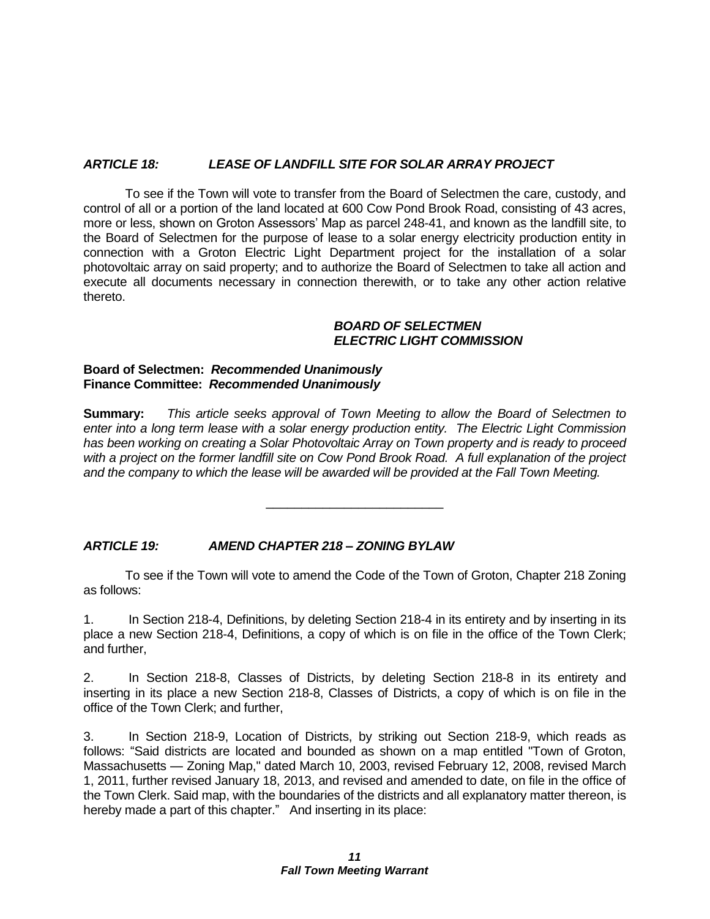### *ARTICLE 18: LEASE OF LANDFILL SITE FOR SOLAR ARRAY PROJECT*

To see if the Town will vote to transfer from the Board of Selectmen the care, custody, and control of all or a portion of the land located at 600 Cow Pond Brook Road, consisting of 43 acres, more or less, shown on Groton Assessors' Map as parcel 248-41, and known as the landfill site, to the Board of Selectmen for the purpose of lease to a solar energy electricity production entity in connection with a Groton Electric Light Department project for the installation of a solar photovoltaic array on said property; and to authorize the Board of Selectmen to take all action and execute all documents necessary in connection therewith, or to take any other action relative thereto.

***BOARD OF SELECTMEN***
***ELECTRIC LIGHT COMMISSION***

**Board of Selectmen:** ***Recommended Unanimously***
**Finance Committee:** ***Recommended Unanimously***

**Summary:** *This article seeks approval of Town Meeting to allow the Board of Selectmen to enter into a long term lease with a solar energy production entity. The Electric Light Commission has been working on creating a Solar Photovoltaic Array on Town property and is ready to proceed with a project on the former landfill site on Cow Pond Brook Road. A full explanation of the project and the company to which the lease will be awarded will be provided at the Fall Town Meeting.*

---

### *ARTICLE 19: AMEND CHAPTER 218 – ZONING BYLAW*

To see if the Town will vote to amend the Code of the Town of Groton, Chapter 218 Zoning as follows:

1. In Section 218-4, Definitions, by deleting Section 218-4 in its entirety and by inserting in its place a new Section 218-4, Definitions, a copy of which is on file in the office of the Town Clerk; and further,

2. In Section 218-8, Classes of Districts, by deleting Section 218-8 in its entirety and inserting in its place a new Section 218-8, Classes of Districts, a copy of which is on file in the office of the Town Clerk; and further,

3. In Section 218-9, Location of Districts, by striking out Section 218-9, which reads as follows: "Said districts are located and bounded as shown on a map entitled "Town of Groton, Massachusetts — Zoning Map," dated March 10, 2003, revised February 12, 2008, revised March 1, 2011, further revised January 18, 2013, and revised and amended to date, on file in the office of the Town Clerk. Said map, with the boundaries of the districts and all explanatory matter thereon, is hereby made a part of this chapter." And inserting in its place: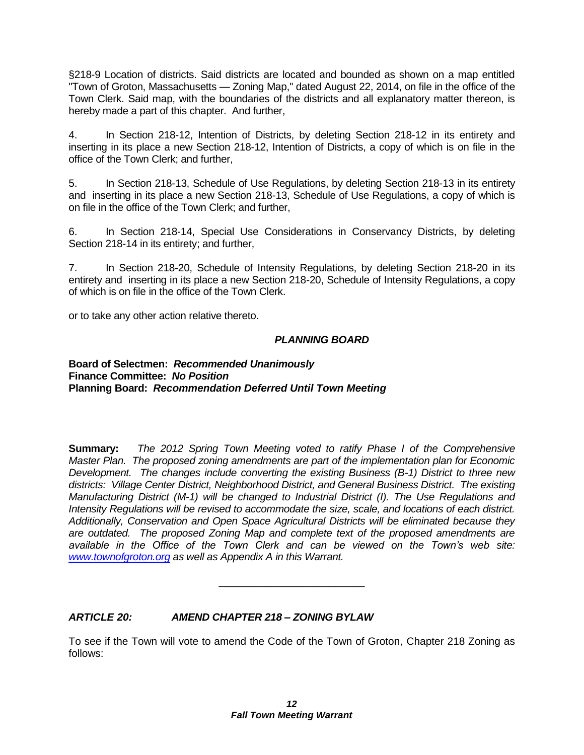§218-9 Location of districts. Said districts are located and bounded as shown on a map entitled "Town of Groton, Massachusetts — Zoning Map," dated August 22, 2014, on file in the office of the Town Clerk. Said map, with the boundaries of the districts and all explanatory matter thereon, is hereby made a part of this chapter. And further,

4. In Section 218-12, Intention of Districts, by deleting Section 218-12 in its entirety and inserting in its place a new Section 218-12, Intention of Districts, a copy of which is on file in the office of the Town Clerk; and further,

5. In Section 218-13, Schedule of Use Regulations, by deleting Section 218-13 in its entirety and inserting in its place a new Section 218-13, Schedule of Use Regulations, a copy of which is on file in the office of the Town Clerk; and further,

6. In Section 218-14, Special Use Considerations in Conservancy Districts, by deleting Section 218-14 in its entirety; and further,

7. In Section 218-20, Schedule of Intensity Regulations, by deleting Section 218-20 in its entirety and inserting in its place a new Section 218-20, Schedule of Intensity Regulations, a copy of which is on file in the office of the Town Clerk.

or to take any other action relative thereto.

***PLANNING BOARD***

**Board of Selectmen:** ***Recommended Unanimously***
**Finance Committee:** ***No Position***
**Planning Board:** ***Recommendation Deferred Until Town Meeting***

**Summary:** *The 2012 Spring Town Meeting voted to ratify Phase I of the Comprehensive Master Plan. The proposed zoning amendments are part of the implementation plan for Economic Development. The changes include converting the existing Business (B-1) District to three new districts: Village Center District, Neighborhood District, and General Business District. The existing Manufacturing District (M-1) will be changed to Industrial District (I). The Use Regulations and Intensity Regulations will be revised to accommodate the size, scale, and locations of each district. Additionally, Conservation and Open Space Agricultural Districts will be eliminated because they are outdated. The proposed Zoning Map and complete text of the proposed amendments are available in the Office of the Town Clerk and can be viewed on the Town's web site: [www.townofgroton.org](www.townofgroton.org) as well as Appendix A in this Warrant.*

---

### *ARTICLE 20: AMEND CHAPTER 218 – ZONING BYLAW*

To see if the Town will vote to amend the Code of the Town of Groton, Chapter 218 Zoning as follows: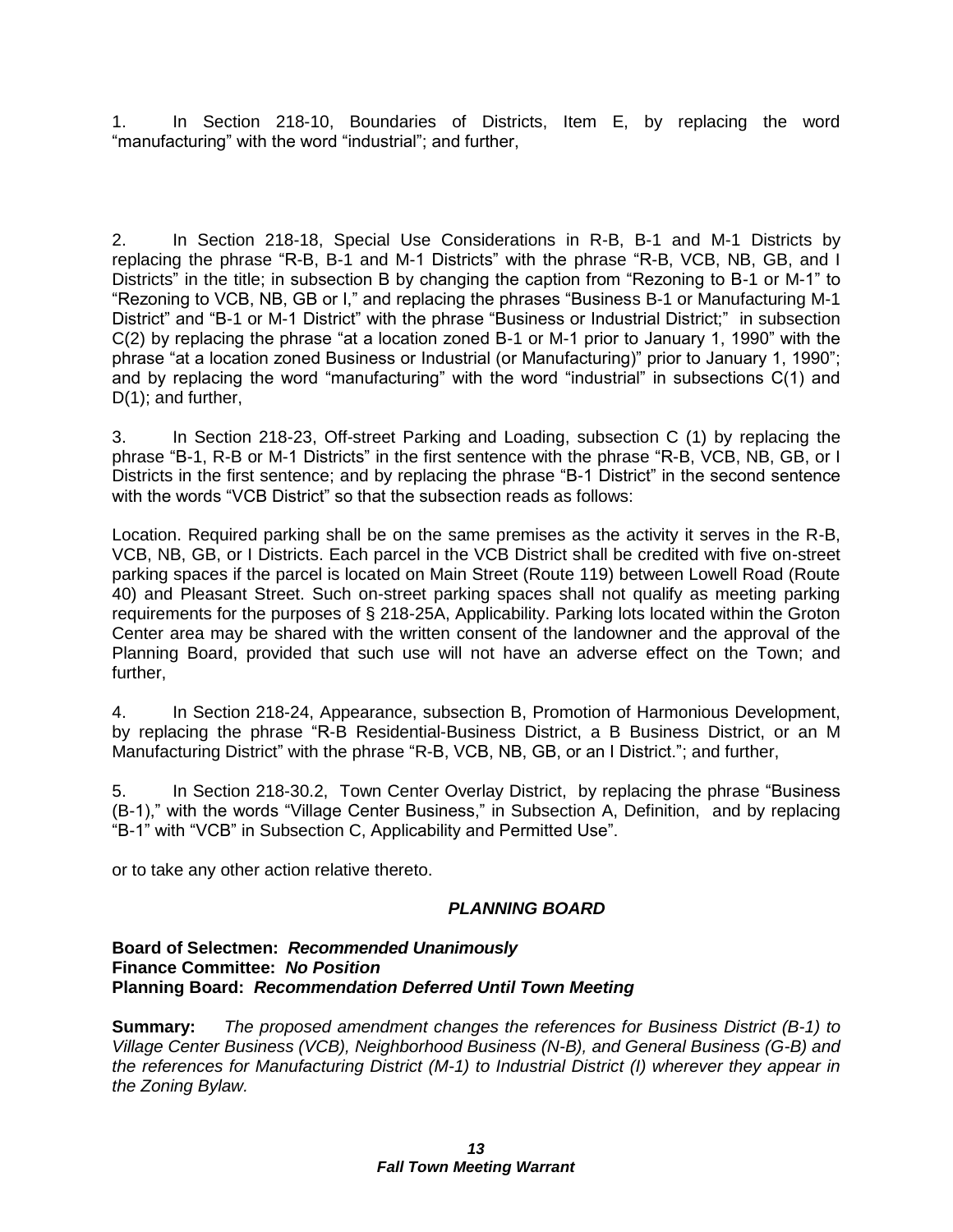1. In Section 218-10, Boundaries of Districts, Item E, by replacing the word "manufacturing" with the word "industrial"; and further,

2. In Section 218-18, Special Use Considerations in R-B, B-1 and M-1 Districts by replacing the phrase "R-B, B-1 and M-1 Districts" with the phrase "R-B, VCB, NB, GB, and I Districts" in the title; in subsection B by changing the caption from "Rezoning to B-1 or M-1" to "Rezoning to VCB, NB, GB or I," and replacing the phrases "Business B-1 or Manufacturing M-1 District" and "B-1 or M-1 District" with the phrase "Business or Industrial District;" in subsection C(2) by replacing the phrase "at a location zoned B-1 or M-1 prior to January 1, 1990" with the phrase "at a location zoned Business or Industrial (or Manufacturing)" prior to January 1, 1990"; and by replacing the word "manufacturing" with the word "industrial" in subsections C(1) and D(1); and further,

3. In Section 218-23, Off-street Parking and Loading, subsection C (1) by replacing the phrase "B-1, R-B or M-1 Districts" in the first sentence with the phrase "R-B, VCB, NB, GB, or I Districts in the first sentence; and by replacing the phrase "B-1 District" in the second sentence with the words "VCB District" so that the subsection reads as follows:

Location. Required parking shall be on the same premises as the activity it serves in the R-B, VCB, NB, GB, or I Districts. Each parcel in the VCB District shall be credited with five on-street parking spaces if the parcel is located on Main Street (Route 119) between Lowell Road (Route 40) and Pleasant Street. Such on-street parking spaces shall not qualify as meeting parking requirements for the purposes of § 218-25A, Applicability. Parking lots located within the Groton Center area may be shared with the written consent of the landowner and the approval of the Planning Board, provided that such use will not have an adverse effect on the Town; and further,

4. In Section 218-24, Appearance, subsection B, Promotion of Harmonious Development, by replacing the phrase "R-B Residential-Business District, a B Business District, or an M Manufacturing District" with the phrase "R-B, VCB, NB, GB, or an I District."; and further,

5. In Section 218-30.2, Town Center Overlay District, by replacing the phrase "Business (B-1)," with the words "Village Center Business," in Subsection A, Definition, and by replacing "B-1" with "VCB" in Subsection C, Applicability and Permitted Use".

or to take any other action relative thereto.

***PLANNING BOARD***

**Board of Selectmen:** ***Recommended Unanimously***
**Finance Committee:** ***No Position***
**Planning Board:** ***Recommendation Deferred Until Town Meeting***

**Summary:** *The proposed amendment changes the references for Business District (B-1) to Village Center Business (VCB), Neighborhood Business (N-B), and General Business (G-B) and the references for Manufacturing District (M-1) to Industrial District (I) wherever they appear in the Zoning Bylaw.*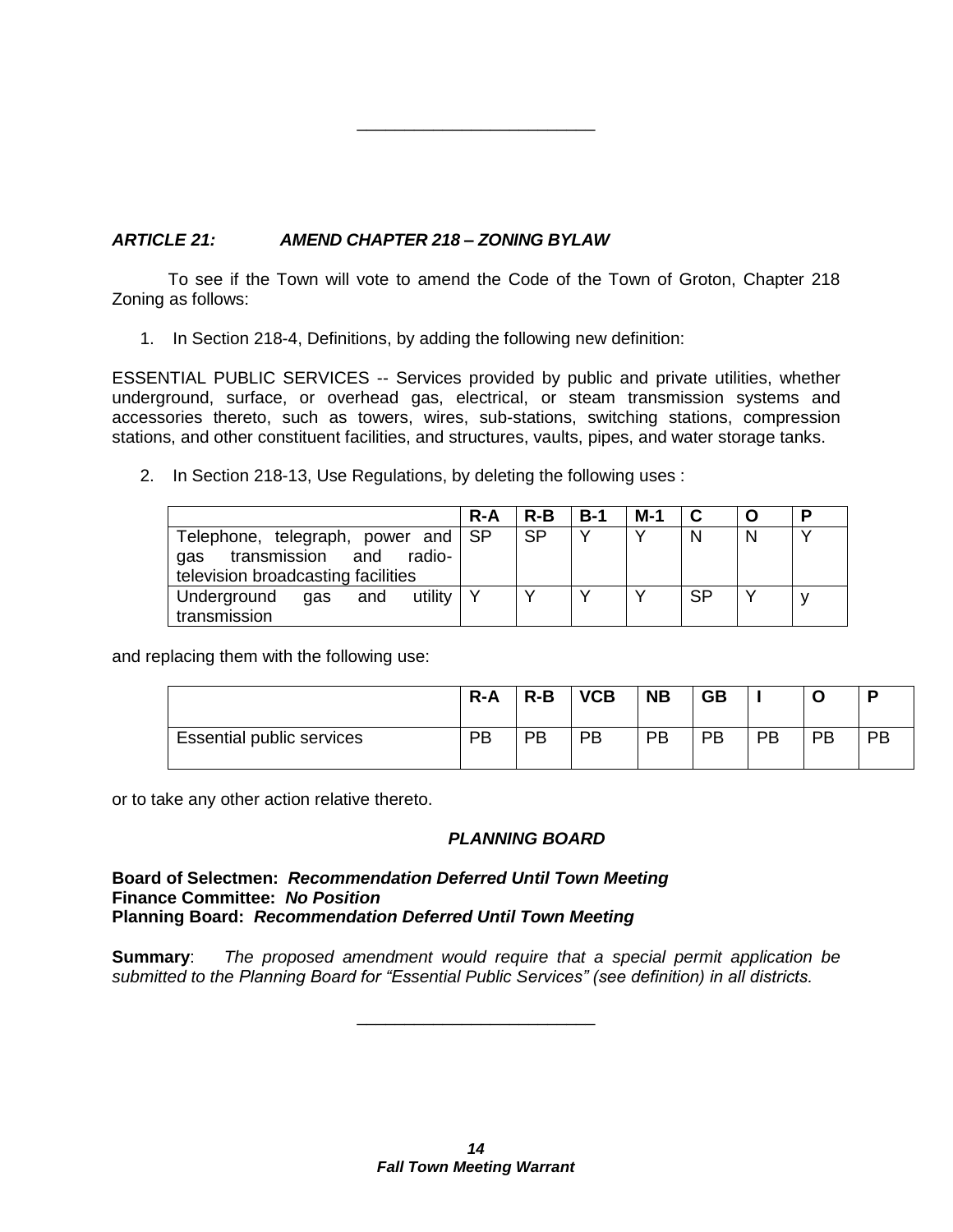---

***ARTICLE 21: AMEND CHAPTER 218 – ZONING BYLAW***

To see if the Town will vote to amend the Code of the Town of Groton, Chapter 218 Zoning as follows:

1. In Section 218-4, Definitions, by adding the following new definition:

ESSENTIAL PUBLIC SERVICES -- Services provided by public and private utilities, whether underground, surface, or overhead gas, electrical, or steam transmission systems and accessories thereto, such as towers, wires, sub-stations, switching stations, compression stations, and other constituent facilities, and structures, vaults, pipes, and water storage tanks.

2. In Section 218-13, Use Regulations, by deleting the following uses :

| | R-A | R-B | B-1 | M-1 | C | O | P |
|---|---|---|---|---|---|---|---|
| Telephone, telegraph, power and gas transmission and radio-television broadcasting facilities | SP | SP | Y | Y | N | N | Y |
| Underground gas and utility transmission | Y | Y | Y | Y | SP | Y | y |

and replacing them with the following use:

| | R-A | R-B | VCB | NB | GB | I | O | P |
|---|---|---|---|---|---|---|---|---|
| Essential public services | PB | PB | PB | PB | PB | PB | PB | PB |

or to take any other action relative thereto.

***PLANNING BOARD***

**Board of Selectmen:** ***Recommendation Deferred Until Town Meeting***
**Finance Committee:** ***No Position***
**Planning Board:** ***Recommendation Deferred Until Town Meeting***

**Summary**: *The proposed amendment would require that a special permit application be submitted to the Planning Board for "Essential Public Services" (see definition) in all districts.*

---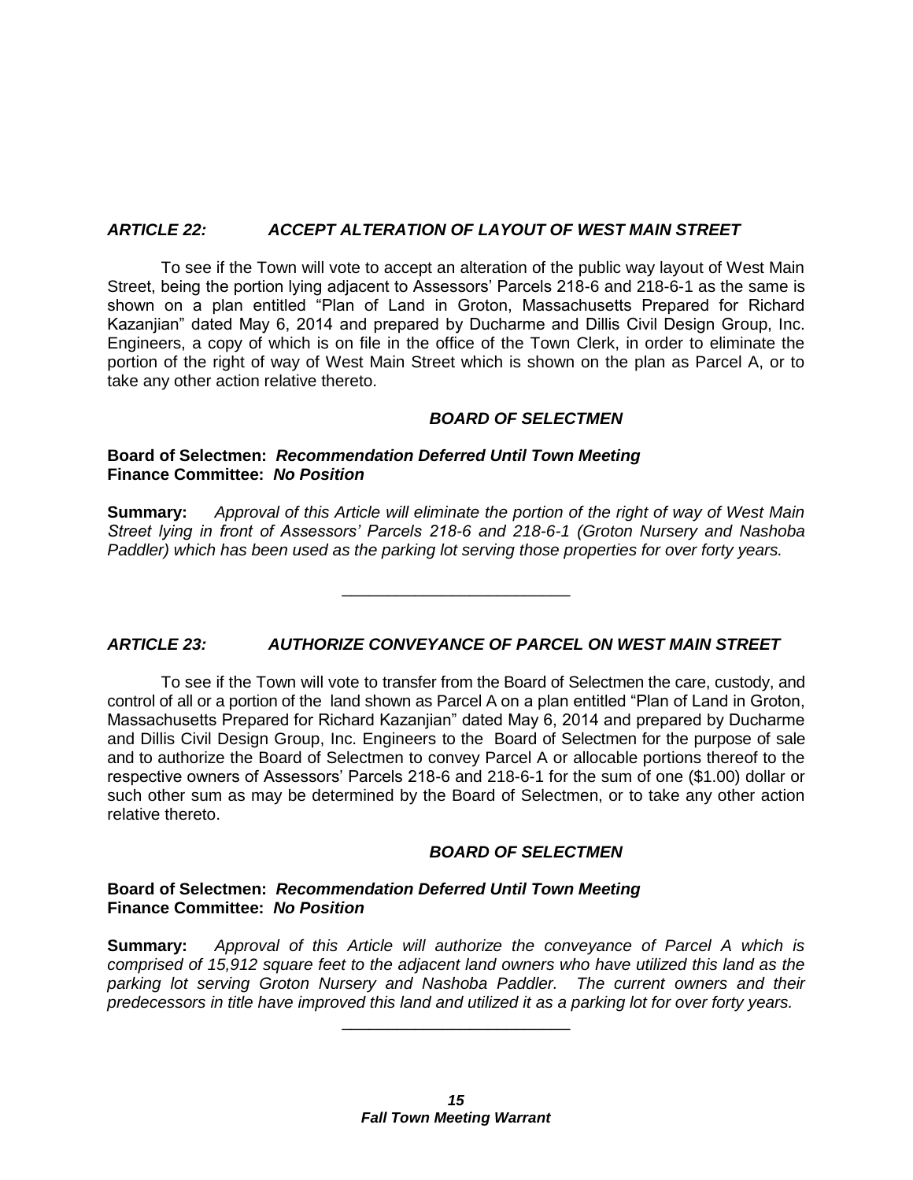### *ARTICLE 22: ACCEPT ALTERATION OF LAYOUT OF WEST MAIN STREET*

To see if the Town will vote to accept an alteration of the public way layout of West Main Street, being the portion lying adjacent to Assessors' Parcels 218-6 and 218-6-1 as the same is shown on a plan entitled "Plan of Land in Groton, Massachusetts Prepared for Richard Kazanjian" dated May 6, 2014 and prepared by Ducharme and Dillis Civil Design Group, Inc. Engineers, a copy of which is on file in the office of the Town Clerk, in order to eliminate the portion of the right of way of West Main Street which is shown on the plan as Parcel A, or to take any other action relative thereto.

***BOARD OF SELECTMEN***

**Board of Selectmen:** ***Recommendation Deferred Until Town Meeting***
**Finance Committee:** ***No Position***

**Summary:** *Approval of this Article will eliminate the portion of the right of way of West Main Street lying in front of Assessors' Parcels 218-6 and 218-6-1 (Groton Nursery and Nashoba Paddler) which has been used as the parking lot serving those properties for over forty years.*

---

### *ARTICLE 23: AUTHORIZE CONVEYANCE OF PARCEL ON WEST MAIN STREET*

To see if the Town will vote to transfer from the Board of Selectmen the care, custody, and control of all or a portion of the land shown as Parcel A on a plan entitled "Plan of Land in Groton, Massachusetts Prepared for Richard Kazanjian" dated May 6, 2014 and prepared by Ducharme and Dillis Civil Design Group, Inc. Engineers to the Board of Selectmen for the purpose of sale and to authorize the Board of Selectmen to convey Parcel A or allocable portions thereof to the respective owners of Assessors' Parcels 218-6 and 218-6-1 for the sum of one ($1.00) dollar or such other sum as may be determined by the Board of Selectmen, or to take any other action relative thereto.

***BOARD OF SELECTMEN***

**Board of Selectmen:** ***Recommendation Deferred Until Town Meeting***
**Finance Committee:** ***No Position***

**Summary:** *Approval of this Article will authorize the conveyance of Parcel A which is comprised of 15,912 square feet to the adjacent land owners who have utilized this land as the parking lot serving Groton Nursery and Nashoba Paddler. The current owners and their predecessors in title have improved this land and utilized it as a parking lot for over forty years.*

---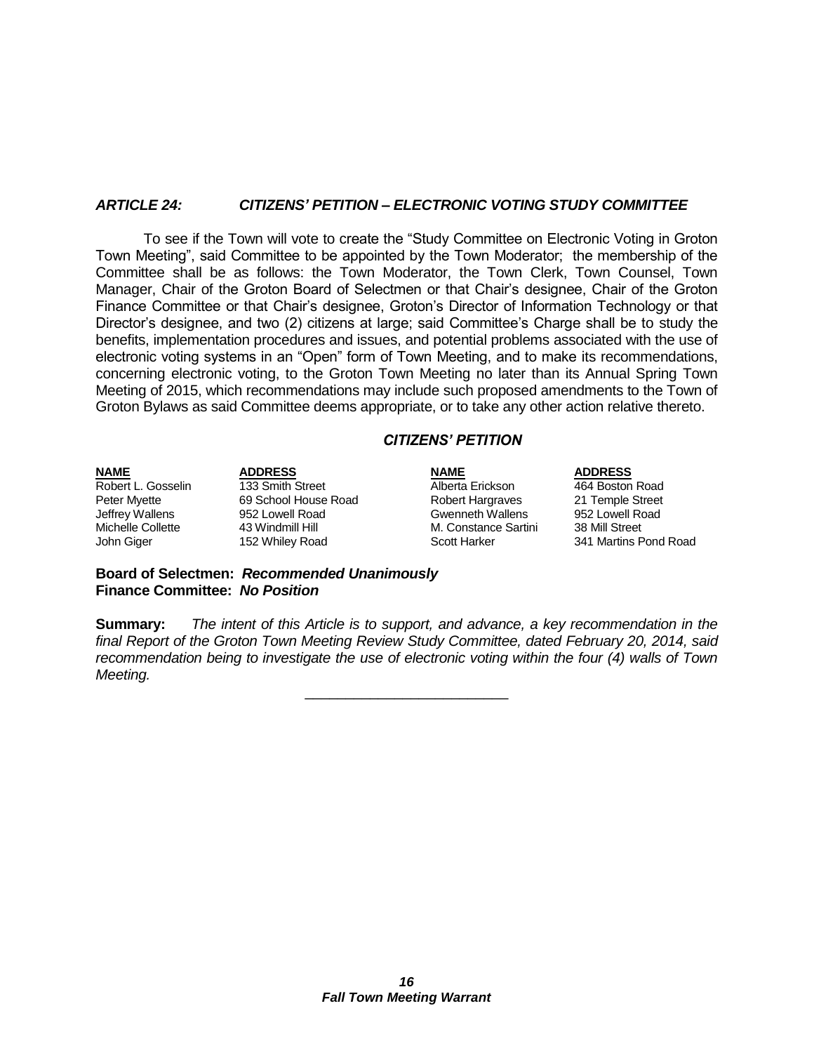### *ARTICLE 24: CITIZENS' PETITION – ELECTRONIC VOTING STUDY COMMITTEE*

To see if the Town will vote to create the "Study Committee on Electronic Voting in Groton Town Meeting", said Committee to be appointed by the Town Moderator; the membership of the Committee shall be as follows: the Town Moderator, the Town Clerk, Town Counsel, Town Manager, Chair of the Groton Board of Selectmen or that Chair's designee, Chair of the Groton Finance Committee or that Chair's designee, Groton's Director of Information Technology or that Director's designee, and two (2) citizens at large; said Committee's Charge shall be to study the benefits, implementation procedures and issues, and potential problems associated with the use of electronic voting systems in an "Open" form of Town Meeting, and to make its recommendations, concerning electronic voting, to the Groton Town Meeting no later than its Annual Spring Town Meeting of 2015, which recommendations may include such proposed amendments to the Town of Groton Bylaws as said Committee deems appropriate, or to take any other action relative thereto.

***CITIZENS' PETITION***

| NAME | ADDRESS | NAME | ADDRESS |
|---|---|---|---|
| Robert L. Gosselin | 133 Smith Street | Alberta Erickson | 464 Boston Road |
| Peter Myette | 69 School House Road | Robert Hargraves | 21 Temple Street |
| Jeffrey Wallens | 952 Lowell Road | Gwenneth Wallens | 952 Lowell Road |
| Michelle Collette | 43 Windmill Hill | M. Constance Sartini | 38 Mill Street |
| John Giger | 152 Whiley Road | Scott Harker | 341 Martins Pond Road |

**Board of Selectmen:** ***Recommended Unanimously***
**Finance Committee:** ***No Position***

**Summary:** *The intent of this Article is to support, and advance, a key recommendation in the final Report of the Groton Town Meeting Review Study Committee, dated February 20, 2014, said recommendation being to investigate the use of electronic voting within the four (4) walls of Town Meeting.*

---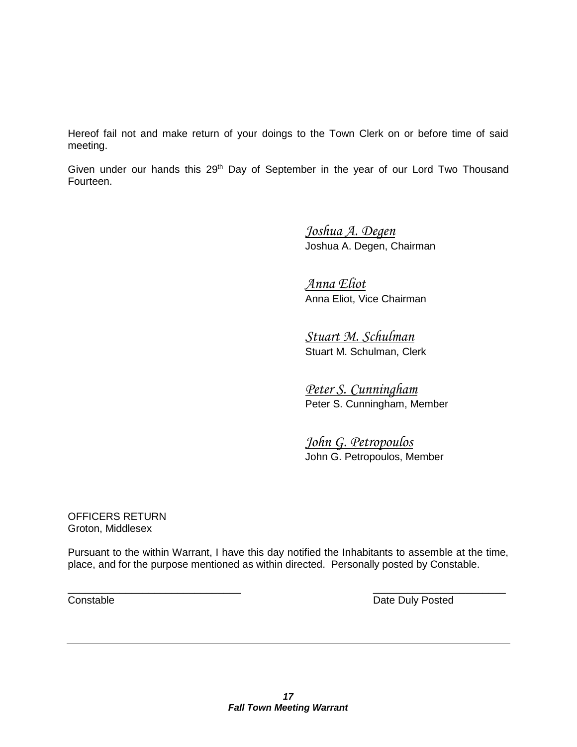Hereof fail not and make return of your doings to the Town Clerk on or before time of said meeting.

Given under our hands this 29th Day of September in the year of our Lord Two Thousand Fourteen.

*Joshua A. Degen*
Joshua A. Degen, Chairman

*Anna Eliot*
Anna Eliot, Vice Chairman

*Stuart M. Schulman*
Stuart M. Schulman, Clerk

*Peter S. Cunningham*
Peter S. Cunningham, Member

*John G. Petropoulos*
John G. Petropoulos, Member

OFFICERS RETURN
Groton, Middlesex

Pursuant to the within Warrant, I have this day notified the Inhabitants to assemble at the time, place, and for the purpose mentioned as within directed. Personally posted by Constable.

_______________________________ Constable

_______________________ Date Duly Posted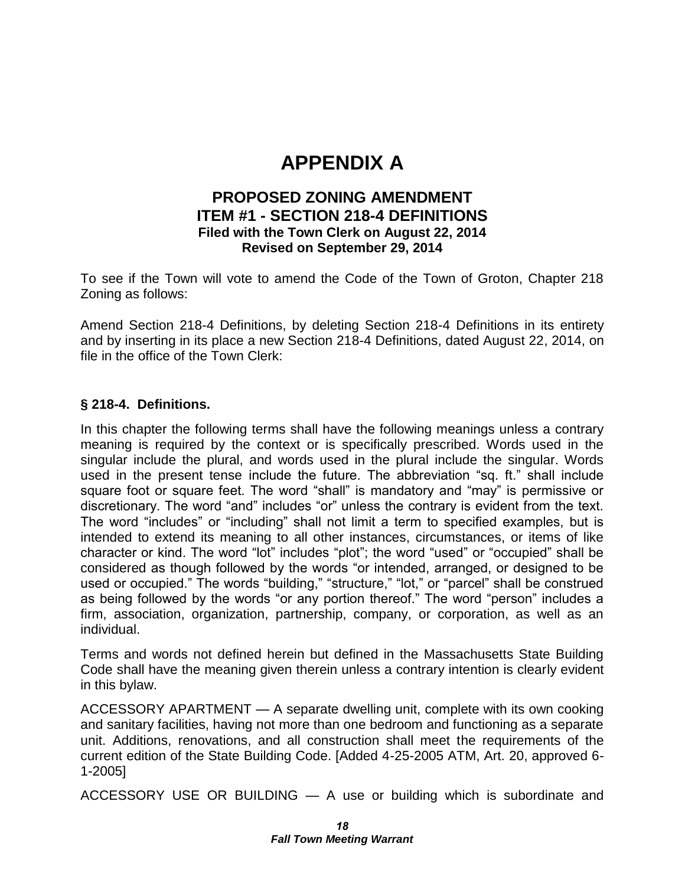# APPENDIX A

## PROPOSED ZONING AMENDMENT
## ITEM #1 - SECTION 218-4 DEFINITIONS

**Filed with the Town Clerk on August 22, 2014**
**Revised on September 29, 2014**

To see if the Town will vote to amend the Code of the Town of Groton, Chapter 218 Zoning as follows:

Amend Section 218-4 Definitions, by deleting Section 218-4 Definitions in its entirety and by inserting in its place a new Section 218-4 Definitions, dated August 22, 2014, on file in the office of the Town Clerk:

### § 218-4. Definitions.

In this chapter the following terms shall have the following meanings unless a contrary meaning is required by the context or is specifically prescribed. Words used in the singular include the plural, and words used in the plural include the singular. Words used in the present tense include the future. The abbreviation "sq. ft." shall include square foot or square feet. The word "shall" is mandatory and "may" is permissive or discretionary. The word "and" includes "or" unless the contrary is evident from the text. The word "includes" or "including" shall not limit a term to specified examples, but is intended to extend its meaning to all other instances, circumstances, or items of like character or kind. The word "lot" includes "plot"; the word "used" or "occupied" shall be considered as though followed by the words "or intended, arranged, or designed to be used or occupied." The words "building," "structure," "lot," or "parcel" shall be construed as being followed by the words "or any portion thereof." The word "person" includes a firm, association, organization, partnership, company, or corporation, as well as an individual.

Terms and words not defined herein but defined in the Massachusetts State Building Code shall have the meaning given therein unless a contrary intention is clearly evident in this bylaw.

ACCESSORY APARTMENT — A separate dwelling unit, complete with its own cooking and sanitary facilities, having not more than one bedroom and functioning as a separate unit. Additions, renovations, and all construction shall meet the requirements of the current edition of the State Building Code. [Added 4-25-2005 ATM, Art. 20, approved 6-1-2005]

ACCESSORY USE OR BUILDING — A use or building which is subordinate and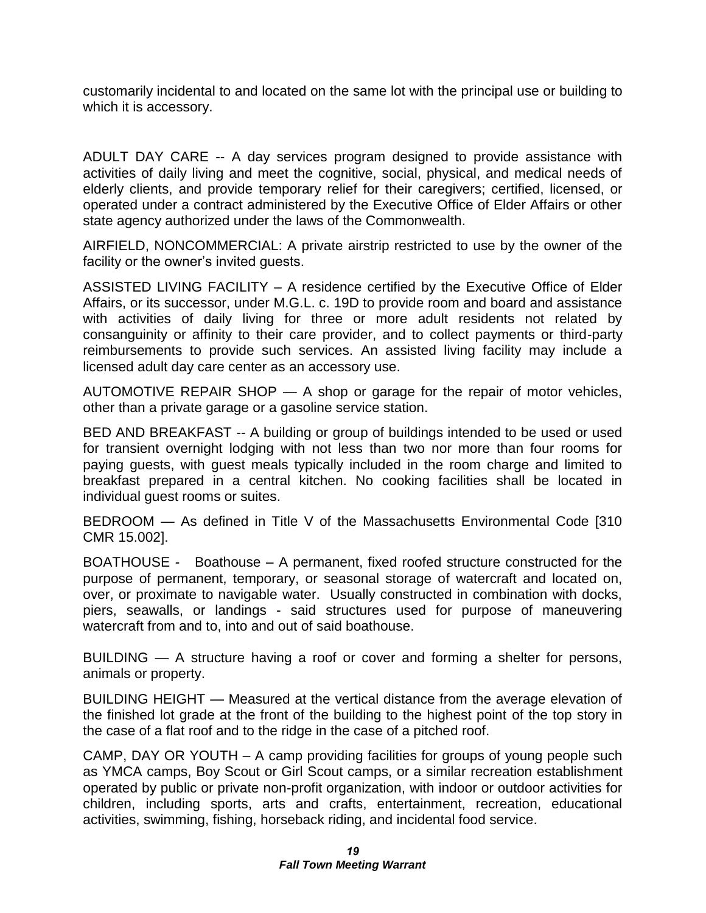customarily incidental to and located on the same lot with the principal use or building to which it is accessory.

ADULT DAY CARE -- A day services program designed to provide assistance with activities of daily living and meet the cognitive, social, physical, and medical needs of elderly clients, and provide temporary relief for their caregivers; certified, licensed, or operated under a contract administered by the Executive Office of Elder Affairs or other state agency authorized under the laws of the Commonwealth.

AIRFIELD, NONCOMMERCIAL: A private airstrip restricted to use by the owner of the facility or the owner's invited guests.

ASSISTED LIVING FACILITY – A residence certified by the Executive Office of Elder Affairs, or its successor, under M.G.L. c. 19D to provide room and board and assistance with activities of daily living for three or more adult residents not related by consanguinity or affinity to their care provider, and to collect payments or third-party reimbursements to provide such services. An assisted living facility may include a licensed adult day care center as an accessory use.

AUTOMOTIVE REPAIR SHOP — A shop or garage for the repair of motor vehicles, other than a private garage or a gasoline service station.

BED AND BREAKFAST -- A building or group of buildings intended to be used or used for transient overnight lodging with not less than two nor more than four rooms for paying guests, with guest meals typically included in the room charge and limited to breakfast prepared in a central kitchen. No cooking facilities shall be located in individual guest rooms or suites.

BEDROOM — As defined in Title V of the Massachusetts Environmental Code [310 CMR 15.002].

BOATHOUSE - Boathouse – A permanent, fixed roofed structure constructed for the purpose of permanent, temporary, or seasonal storage of watercraft and located on, over, or proximate to navigable water. Usually constructed in combination with docks, piers, seawalls, or landings - said structures used for purpose of maneuvering watercraft from and to, into and out of said boathouse.

BUILDING — A structure having a roof or cover and forming a shelter for persons, animals or property.

BUILDING HEIGHT — Measured at the vertical distance from the average elevation of the finished lot grade at the front of the building to the highest point of the top story in the case of a flat roof and to the ridge in the case of a pitched roof.

CAMP, DAY OR YOUTH – A camp providing facilities for groups of young people such as YMCA camps, Boy Scout or Girl Scout camps, or a similar recreation establishment operated by public or private non-profit organization, with indoor or outdoor activities for children, including sports, arts and crafts, entertainment, recreation, educational activities, swimming, fishing, horseback riding, and incidental food service.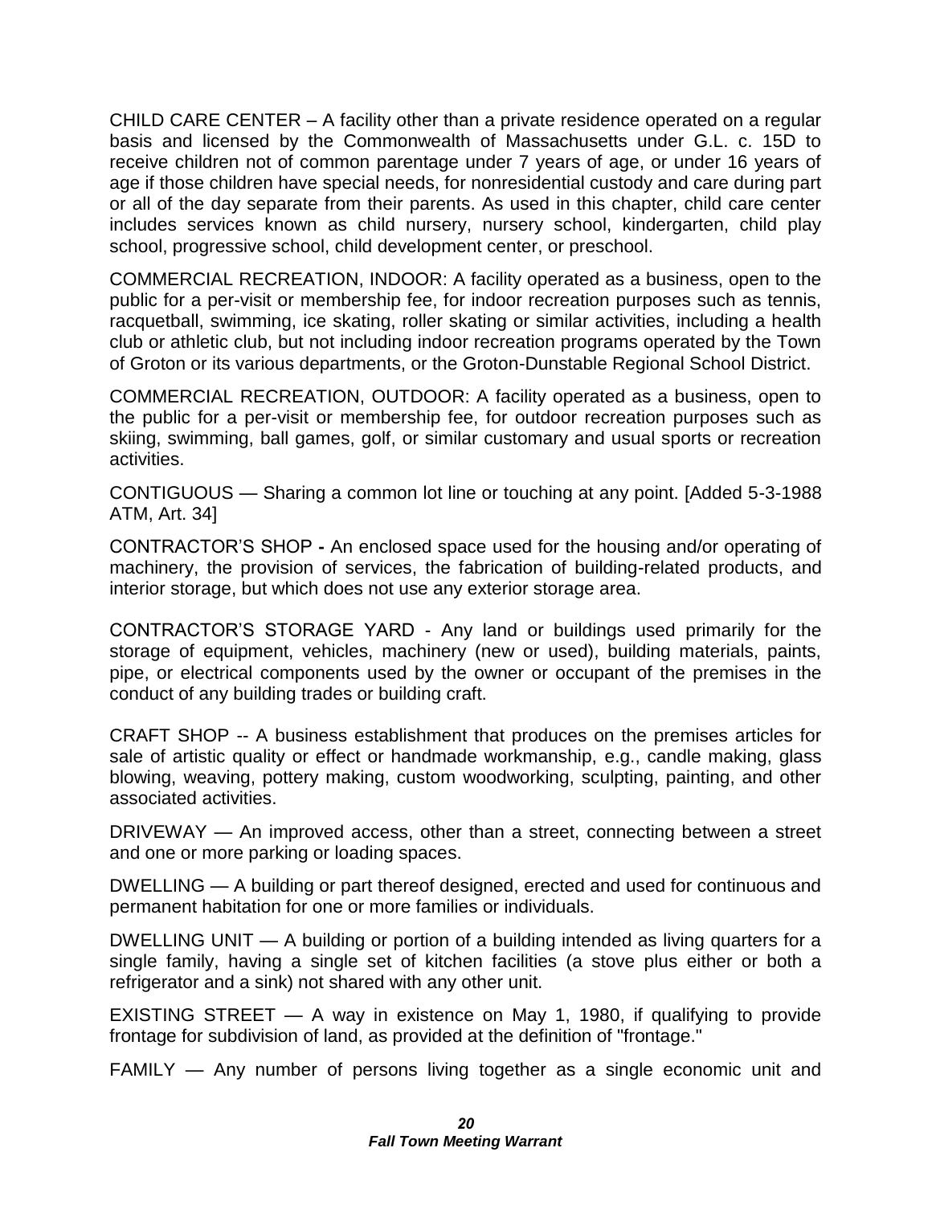CHILD CARE CENTER – A facility other than a private residence operated on a regular basis and licensed by the Commonwealth of Massachusetts under G.L. c. 15D to receive children not of common parentage under 7 years of age, or under 16 years of age if those children have special needs, for nonresidential custody and care during part or all of the day separate from their parents. As used in this chapter, child care center includes services known as child nursery, nursery school, kindergarten, child play school, progressive school, child development center, or preschool.

COMMERCIAL RECREATION, INDOOR: A facility operated as a business, open to the public for a per-visit or membership fee, for indoor recreation purposes such as tennis, racquetball, swimming, ice skating, roller skating or similar activities, including a health club or athletic club, but not including indoor recreation programs operated by the Town of Groton or its various departments, or the Groton-Dunstable Regional School District.

COMMERCIAL RECREATION, OUTDOOR: A facility operated as a business, open to the public for a per-visit or membership fee, for outdoor recreation purposes such as skiing, swimming, ball games, golf, or similar customary and usual sports or recreation activities.

CONTIGUOUS — Sharing a common lot line or touching at any point. [Added 5-3-1988 ATM, Art. 34]

CONTRACTOR'S SHOP **-** An enclosed space used for the housing and/or operating of machinery, the provision of services, the fabrication of building-related products, and interior storage, but which does not use any exterior storage area.

CONTRACTOR'S STORAGE YARD - Any land or buildings used primarily for the storage of equipment, vehicles, machinery (new or used), building materials, paints, pipe, or electrical components used by the owner or occupant of the premises in the conduct of any building trades or building craft.

CRAFT SHOP -- A business establishment that produces on the premises articles for sale of artistic quality or effect or handmade workmanship, e.g., candle making, glass blowing, weaving, pottery making, custom woodworking, sculpting, painting, and other associated activities.

DRIVEWAY — An improved access, other than a street, connecting between a street and one or more parking or loading spaces.

DWELLING — A building or part thereof designed, erected and used for continuous and permanent habitation for one or more families or individuals.

DWELLING UNIT — A building or portion of a building intended as living quarters for a single family, having a single set of kitchen facilities (a stove plus either or both a refrigerator and a sink) not shared with any other unit.

EXISTING STREET — A way in existence on May 1, 1980, if qualifying to provide frontage for subdivision of land, as provided at the definition of "frontage."

FAMILY — Any number of persons living together as a single economic unit and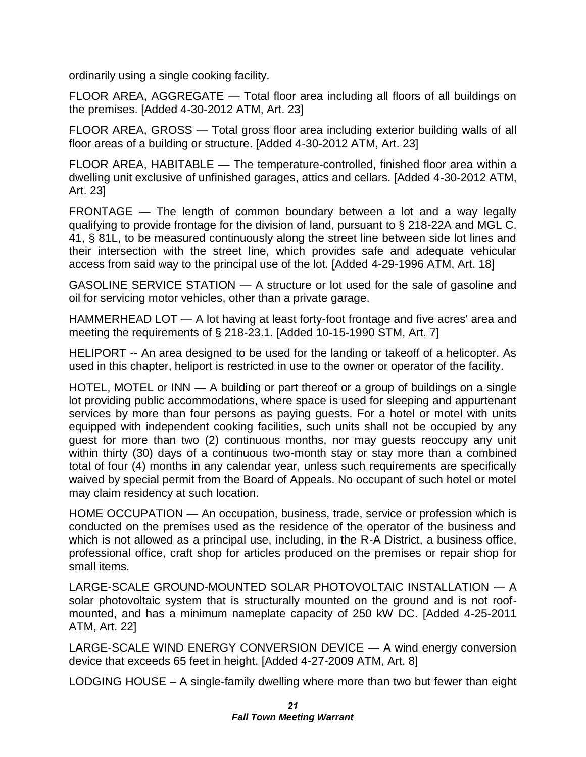ordinarily using a single cooking facility.

FLOOR AREA, AGGREGATE — Total floor area including all floors of all buildings on the premises. [Added 4-30-2012 ATM, Art. 23]

FLOOR AREA, GROSS — Total gross floor area including exterior building walls of all floor areas of a building or structure. [Added 4-30-2012 ATM, Art. 23]

FLOOR AREA, HABITABLE — The temperature-controlled, finished floor area within a dwelling unit exclusive of unfinished garages, attics and cellars. [Added 4-30-2012 ATM, Art. 23]

FRONTAGE — The length of common boundary between a lot and a way legally qualifying to provide frontage for the division of land, pursuant to § 218-22A and MGL C. 41, § 81L, to be measured continuously along the street line between side lot lines and their intersection with the street line, which provides safe and adequate vehicular access from said way to the principal use of the lot. [Added 4-29-1996 ATM, Art. 18]

GASOLINE SERVICE STATION — A structure or lot used for the sale of gasoline and oil for servicing motor vehicles, other than a private garage.

HAMMERHEAD LOT — A lot having at least forty-foot frontage and five acres' area and meeting the requirements of § 218-23.1. [Added 10-15-1990 STM, Art. 7]

HELIPORT -- An area designed to be used for the landing or takeoff of a helicopter. As used in this chapter, heliport is restricted in use to the owner or operator of the facility.

HOTEL, MOTEL or INN — A building or part thereof or a group of buildings on a single lot providing public accommodations, where space is used for sleeping and appurtenant services by more than four persons as paying guests. For a hotel or motel with units equipped with independent cooking facilities, such units shall not be occupied by any guest for more than two (2) continuous months, nor may guests reoccupy any unit within thirty (30) days of a continuous two-month stay or stay more than a combined total of four (4) months in any calendar year, unless such requirements are specifically waived by special permit from the Board of Appeals. No occupant of such hotel or motel may claim residency at such location.

HOME OCCUPATION — An occupation, business, trade, service or profession which is conducted on the premises used as the residence of the operator of the business and which is not allowed as a principal use, including, in the R-A District, a business office, professional office, craft shop for articles produced on the premises or repair shop for small items.

LARGE-SCALE GROUND-MOUNTED SOLAR PHOTOVOLTAIC INSTALLATION — A solar photovoltaic system that is structurally mounted on the ground and is not roof-mounted, and has a minimum nameplate capacity of 250 kW DC. [Added 4-25-2011 ATM, Art. 22]

LARGE-SCALE WIND ENERGY CONVERSION DEVICE — A wind energy conversion device that exceeds 65 feet in height. [Added 4-27-2009 ATM, Art. 8]

LODGING HOUSE – A single-family dwelling where more than two but fewer than eight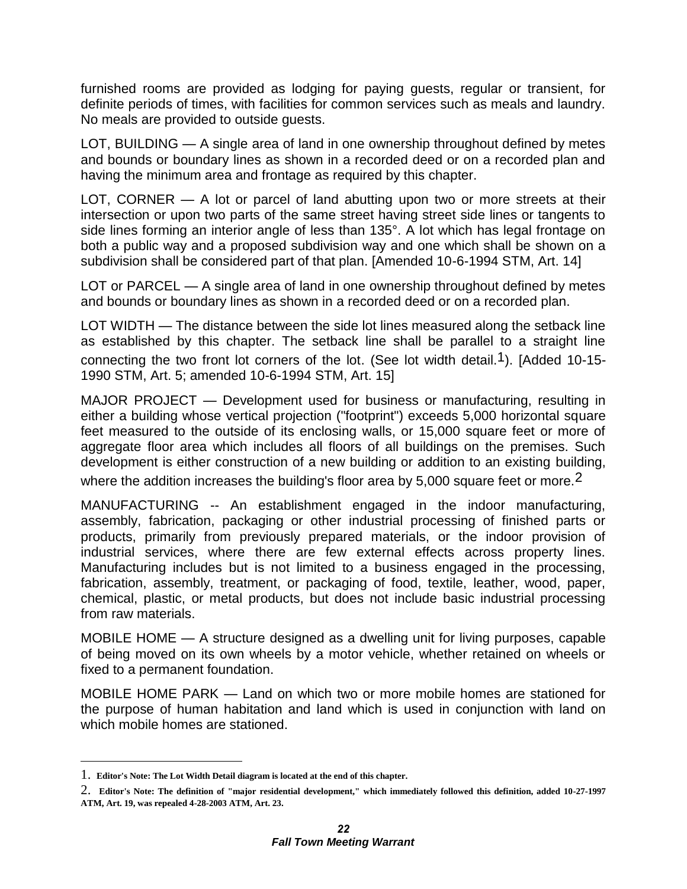furnished rooms are provided as lodging for paying guests, regular or transient, for definite periods of times, with facilities for common services such as meals and laundry. No meals are provided to outside guests.

LOT, BUILDING — A single area of land in one ownership throughout defined by metes and bounds or boundary lines as shown in a recorded deed or on a recorded plan and having the minimum area and frontage as required by this chapter.

LOT, CORNER — A lot or parcel of land abutting upon two or more streets at their intersection or upon two parts of the same street having street side lines or tangents to side lines forming an interior angle of less than 135°. A lot which has legal frontage on both a public way and a proposed subdivision way and one which shall be shown on a subdivision shall be considered part of that plan. [Amended 10-6-1994 STM, Art. 14]

LOT or PARCEL — A single area of land in one ownership throughout defined by metes and bounds or boundary lines as shown in a recorded deed or on a recorded plan.

LOT WIDTH — The distance between the side lot lines measured along the setback line as established by this chapter. The setback line shall be parallel to a straight line connecting the two front lot corners of the lot. (See lot width detail.[1]). [Added 10-15-1990 STM, Art. 5; amended 10-6-1994 STM, Art. 15]

MAJOR PROJECT — Development used for business or manufacturing, resulting in either a building whose vertical projection ("footprint") exceeds 5,000 horizontal square feet measured to the outside of its enclosing walls, or 15,000 square feet or more of aggregate floor area which includes all floors of all buildings on the premises. Such development is either construction of a new building or addition to an existing building, where the addition increases the building's floor area by 5,000 square feet or more.[2]

MANUFACTURING -- An establishment engaged in the indoor manufacturing, assembly, fabrication, packaging or other industrial processing of finished parts or products, primarily from previously prepared materials, or the indoor provision of industrial services, where there are few external effects across property lines. Manufacturing includes but is not limited to a business engaged in the processing, fabrication, assembly, treatment, or packaging of food, textile, leather, wood, paper, chemical, plastic, or metal products, but does not include basic industrial processing from raw materials.

MOBILE HOME — A structure designed as a dwelling unit for living purposes, capable of being moved on its own wheels by a motor vehicle, whether retained on wheels or fixed to a permanent foundation.

MOBILE HOME PARK — Land on which two or more mobile homes are stationed for the purpose of human habitation and land which is used in conjunction with land on which mobile homes are stationed.

---

1. **Editor's Note: The Lot Width Detail diagram is located at the end of this chapter.**

2. **Editor's Note: The definition of "major residential development," which immediately followed this definition, added 10-27-1997 ATM, Art. 19, was repealed 4-28-2003 ATM, Art. 23.**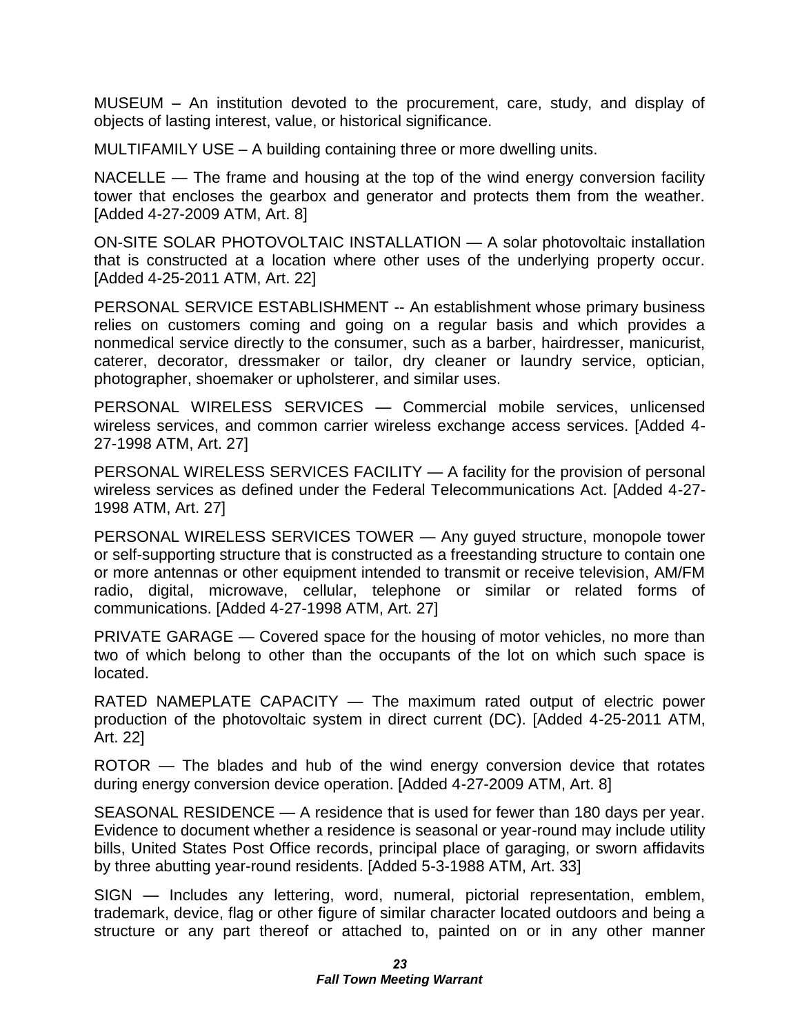MUSEUM – An institution devoted to the procurement, care, study, and display of objects of lasting interest, value, or historical significance.

MULTIFAMILY USE – A building containing three or more dwelling units.

NACELLE — The frame and housing at the top of the wind energy conversion facility tower that encloses the gearbox and generator and protects them from the weather. [Added 4-27-2009 ATM, Art. 8]

ON-SITE SOLAR PHOTOVOLTAIC INSTALLATION — A solar photovoltaic installation that is constructed at a location where other uses of the underlying property occur. [Added 4-25-2011 ATM, Art. 22]

PERSONAL SERVICE ESTABLISHMENT -- An establishment whose primary business relies on customers coming and going on a regular basis and which provides a nonmedical service directly to the consumer, such as a barber, hairdresser, manicurist, caterer, decorator, dressmaker or tailor, dry cleaner or laundry service, optician, photographer, shoemaker or upholsterer, and similar uses.

PERSONAL WIRELESS SERVICES — Commercial mobile services, unlicensed wireless services, and common carrier wireless exchange access services. [Added 4-27-1998 ATM, Art. 27]

PERSONAL WIRELESS SERVICES FACILITY — A facility for the provision of personal wireless services as defined under the Federal Telecommunications Act. [Added 4-27-1998 ATM, Art. 27]

PERSONAL WIRELESS SERVICES TOWER — Any guyed structure, monopole tower or self-supporting structure that is constructed as a freestanding structure to contain one or more antennas or other equipment intended to transmit or receive television, AM/FM radio, digital, microwave, cellular, telephone or similar or related forms of communications. [Added 4-27-1998 ATM, Art. 27]

PRIVATE GARAGE — Covered space for the housing of motor vehicles, no more than two of which belong to other than the occupants of the lot on which such space is located.

RATED NAMEPLATE CAPACITY — The maximum rated output of electric power production of the photovoltaic system in direct current (DC). [Added 4-25-2011 ATM, Art. 22]

ROTOR — The blades and hub of the wind energy conversion device that rotates during energy conversion device operation. [Added 4-27-2009 ATM, Art. 8]

SEASONAL RESIDENCE — A residence that is used for fewer than 180 days per year. Evidence to document whether a residence is seasonal or year-round may include utility bills, United States Post Office records, principal place of garaging, or sworn affidavits by three abutting year-round residents. [Added 5-3-1988 ATM, Art. 33]

SIGN — Includes any lettering, word, numeral, pictorial representation, emblem, trademark, device, flag or other figure of similar character located outdoors and being a structure or any part thereof or attached to, painted on or in any other manner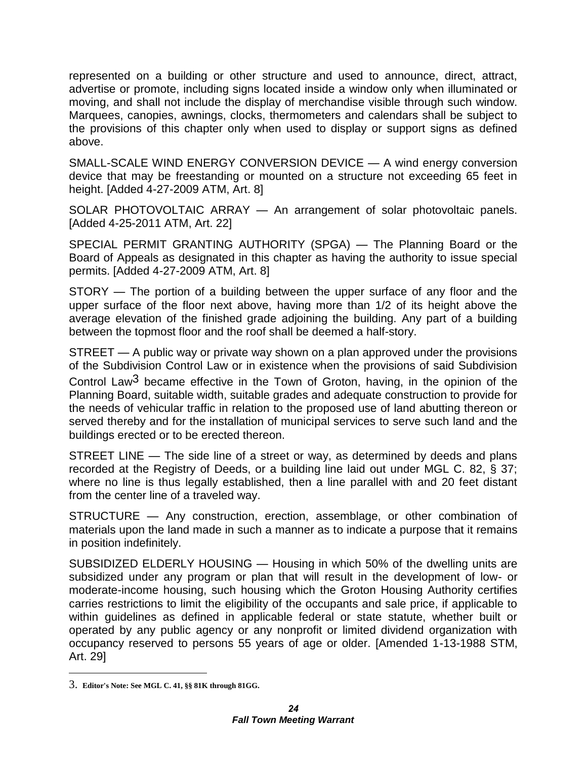represented on a building or other structure and used to announce, direct, attract, advertise or promote, including signs located inside a window only when illuminated or moving, and shall not include the display of merchandise visible through such window. Marquees, canopies, awnings, clocks, thermometers and calendars shall be subject to the provisions of this chapter only when used to display or support signs as defined above.

SMALL-SCALE WIND ENERGY CONVERSION DEVICE — A wind energy conversion device that may be freestanding or mounted on a structure not exceeding 65 feet in height. [Added 4-27-2009 ATM, Art. 8]

SOLAR PHOTOVOLTAIC ARRAY — An arrangement of solar photovoltaic panels. [Added 4-25-2011 ATM, Art. 22]

SPECIAL PERMIT GRANTING AUTHORITY (SPGA) — The Planning Board or the Board of Appeals as designated in this chapter as having the authority to issue special permits. [Added 4-27-2009 ATM, Art. 8]

STORY — The portion of a building between the upper surface of any floor and the upper surface of the floor next above, having more than 1/2 of its height above the average elevation of the finished grade adjoining the building. Any part of a building between the topmost floor and the roof shall be deemed a half-story.

STREET — A public way or private way shown on a plan approved under the provisions of the Subdivision Control Law or in existence when the provisions of said Subdivision Control Law[3] became effective in the Town of Groton, having, in the opinion of the Planning Board, suitable width, suitable grades and adequate construction to provide for the needs of vehicular traffic in relation to the proposed use of land abutting thereon or served thereby and for the installation of municipal services to serve such land and the buildings erected or to be erected thereon.

STREET LINE — The side line of a street or way, as determined by deeds and plans recorded at the Registry of Deeds, or a building line laid out under MGL C. 82, § 37; where no line is thus legally established, then a line parallel with and 20 feet distant from the center line of a traveled way.

STRUCTURE — Any construction, erection, assemblage, or other combination of materials upon the land made in such a manner as to indicate a purpose that it remains in position indefinitely.

SUBSIDIZED ELDERLY HOUSING — Housing in which 50% of the dwelling units are subsidized under any program or plan that will result in the development of low- or moderate-income housing, such housing which the Groton Housing Authority certifies carries restrictions to limit the eligibility of the occupants and sale price, if applicable to within guidelines as defined in applicable federal or state statute, whether built or operated by any public agency or any nonprofit or limited dividend organization with occupancy reserved to persons 55 years of age or older. [Amended 1-13-1988 STM, Art. 29]

---

3. **Editor's Note: See MGL C. 41, §§ 81K through 81GG.**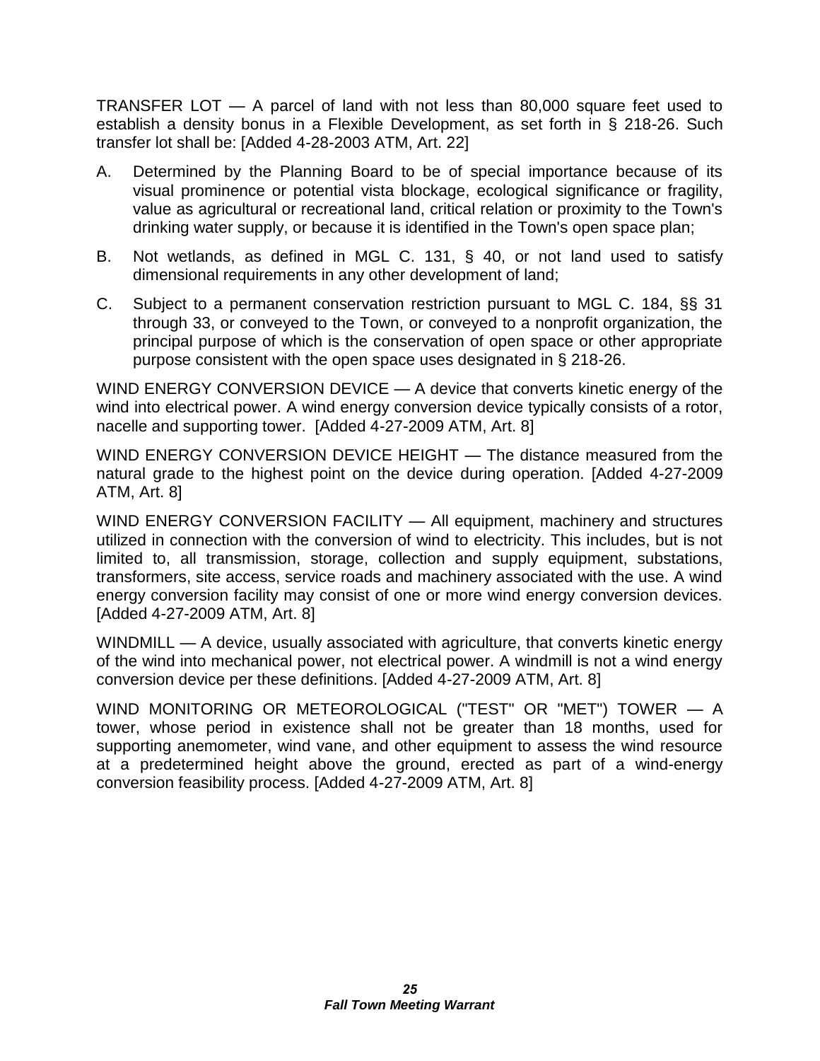TRANSFER LOT — A parcel of land with not less than 80,000 square feet used to establish a density bonus in a Flexible Development, as set forth in § 218-26. Such transfer lot shall be: [Added 4-28-2003 ATM, Art. 22]

A. Determined by the Planning Board to be of special importance because of its visual prominence or potential vista blockage, ecological significance or fragility, value as agricultural or recreational land, critical relation or proximity to the Town's drinking water supply, or because it is identified in the Town's open space plan;

B. Not wetlands, as defined in MGL C. 131, § 40, or not land used to satisfy dimensional requirements in any other development of land;

C. Subject to a permanent conservation restriction pursuant to MGL C. 184, §§ 31 through 33, or conveyed to the Town, or conveyed to a nonprofit organization, the principal purpose of which is the conservation of open space or other appropriate purpose consistent with the open space uses designated in § 218-26.

WIND ENERGY CONVERSION DEVICE — A device that converts kinetic energy of the wind into electrical power. A wind energy conversion device typically consists of a rotor, nacelle and supporting tower. [Added 4-27-2009 ATM, Art. 8]

WIND ENERGY CONVERSION DEVICE HEIGHT — The distance measured from the natural grade to the highest point on the device during operation. [Added 4-27-2009 ATM, Art. 8]

WIND ENERGY CONVERSION FACILITY — All equipment, machinery and structures utilized in connection with the conversion of wind to electricity. This includes, but is not limited to, all transmission, storage, collection and supply equipment, substations, transformers, site access, service roads and machinery associated with the use. A wind energy conversion facility may consist of one or more wind energy conversion devices. [Added 4-27-2009 ATM, Art. 8]

WINDMILL — A device, usually associated with agriculture, that converts kinetic energy of the wind into mechanical power, not electrical power. A windmill is not a wind energy conversion device per these definitions. [Added 4-27-2009 ATM, Art. 8]

WIND MONITORING OR METEOROLOGICAL ("TEST" OR "MET") TOWER — A tower, whose period in existence shall not be greater than 18 months, used for supporting anemometer, wind vane, and other equipment to assess the wind resource at a predetermined height above the ground, erected as part of a wind-energy conversion feasibility process. [Added 4-27-2009 ATM, Art. 8]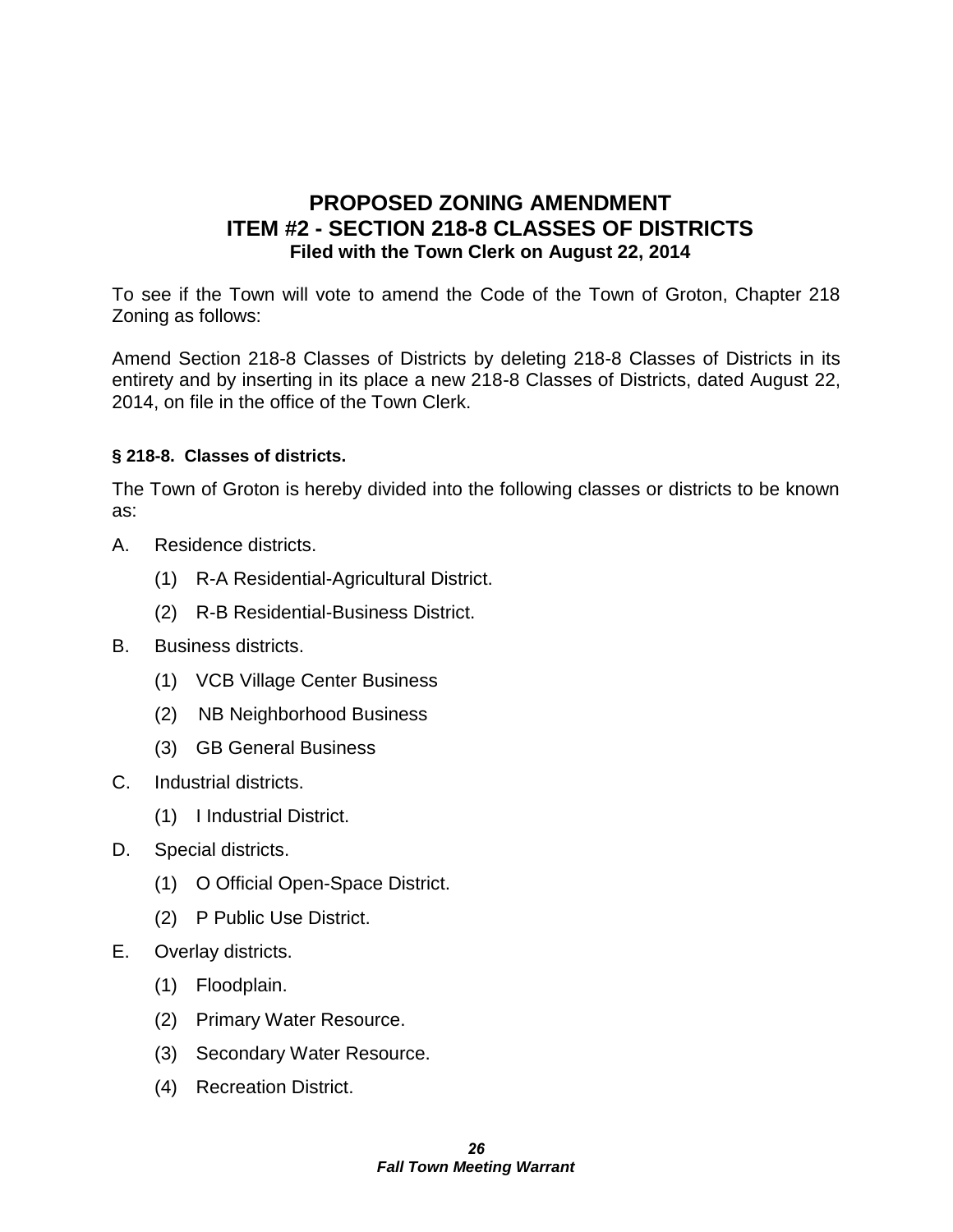# PROPOSED ZONING AMENDMENT
# ITEM #2 - SECTION 218-8 CLASSES OF DISTRICTS
### Filed with the Town Clerk on August 22, 2014

To see if the Town will vote to amend the Code of the Town of Groton, Chapter 218 Zoning as follows:

Amend Section 218-8 Classes of Districts by deleting 218-8 Classes of Districts in its entirety and by inserting in its place a new 218-8 Classes of Districts, dated August 22, 2014, on file in the office of the Town Clerk.

**§ 218-8. Classes of districts.**

The Town of Groton is hereby divided into the following classes or districts to be known as:

A. Residence districts.

   (1) R-A Residential-Agricultural District.

   (2) R-B Residential-Business District.

B. Business districts.

   (1) VCB Village Center Business

   (2) NB Neighborhood Business

   (3) GB General Business

C. Industrial districts.

   (1) I Industrial District.

D. Special districts.

   (1) O Official Open-Space District.

   (2) P Public Use District.

E. Overlay districts.

   (1) Floodplain.

   (2) Primary Water Resource.

   (3) Secondary Water Resource.

   (4) Recreation District.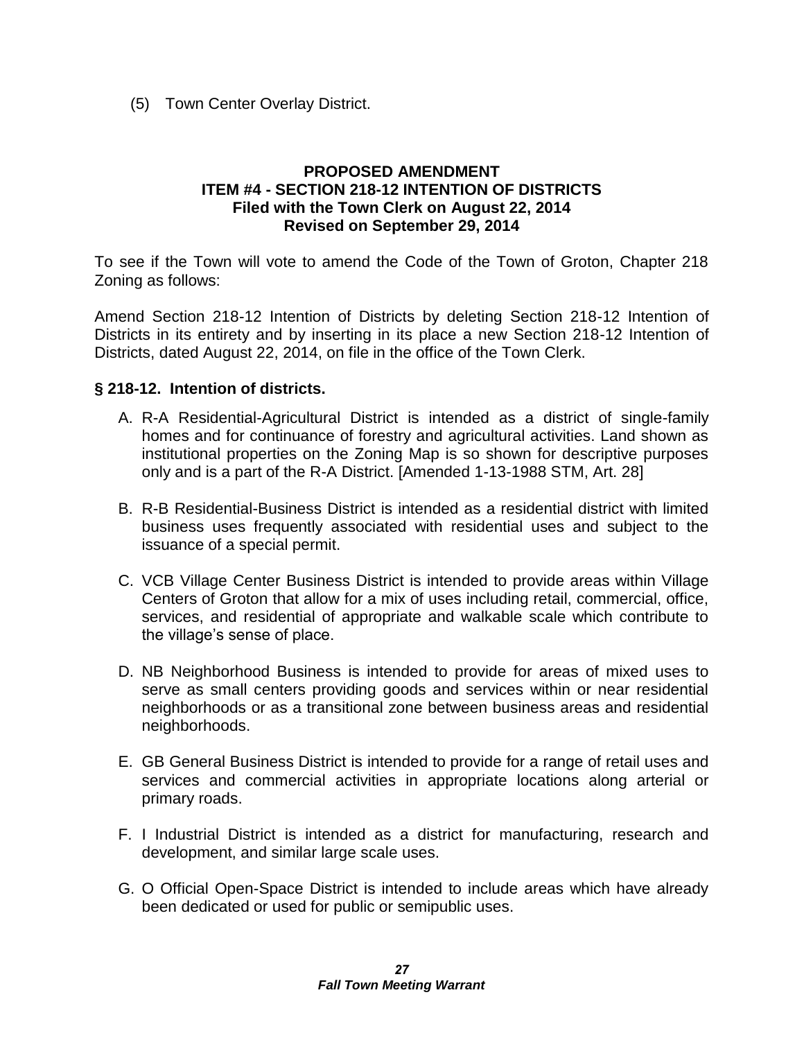(5) Town Center Overlay District.

**PROPOSED AMENDMENT**
**ITEM #4 - SECTION 218-12 INTENTION OF DISTRICTS**
**Filed with the Town Clerk on August 22, 2014**
**Revised on September 29, 2014**

To see if the Town will vote to amend the Code of the Town of Groton, Chapter 218 Zoning as follows:

Amend Section 218-12 Intention of Districts by deleting Section 218-12 Intention of Districts in its entirety and by inserting in its place a new Section 218-12 Intention of Districts, dated August 22, 2014, on file in the office of the Town Clerk.

**§ 218-12. Intention of districts.**

A. R-A Residential-Agricultural District is intended as a district of single-family homes and for continuance of forestry and agricultural activities. Land shown as institutional properties on the Zoning Map is so shown for descriptive purposes only and is a part of the R-A District. [Amended 1-13-1988 STM, Art. 28]

B. R-B Residential-Business District is intended as a residential district with limited business uses frequently associated with residential uses and subject to the issuance of a special permit.

C. VCB Village Center Business District is intended to provide areas within Village Centers of Groton that allow for a mix of uses including retail, commercial, office, services, and residential of appropriate and walkable scale which contribute to the village's sense of place.

D. NB Neighborhood Business is intended to provide for areas of mixed uses to serve as small centers providing goods and services within or near residential neighborhoods or as a transitional zone between business areas and residential neighborhoods.

E. GB General Business District is intended to provide for a range of retail uses and services and commercial activities in appropriate locations along arterial or primary roads.

F. I Industrial District is intended as a district for manufacturing, research and development, and similar large scale uses.

G. O Official Open-Space District is intended to include areas which have already been dedicated or used for public or semipublic uses.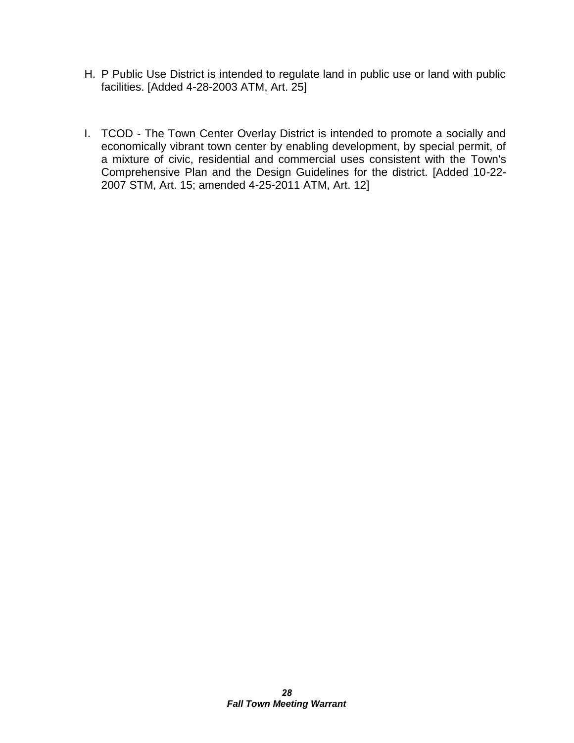H. P Public Use District is intended to regulate land in public use or land with public facilities. [Added 4-28-2003 ATM, Art. 25]

I. TCOD - The Town Center Overlay District is intended to promote a socially and economically vibrant town center by enabling development, by special permit, of a mixture of civic, residential and commercial uses consistent with the Town's Comprehensive Plan and the Design Guidelines for the district. [Added 10-22-2007 STM, Art. 15; amended 4-25-2011 ATM, Art. 12]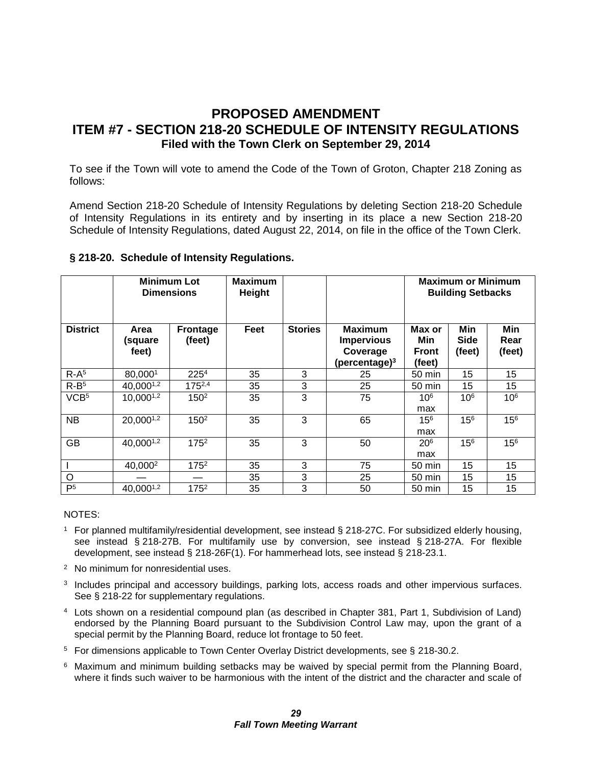# PROPOSED AMENDMENT

## ITEM #7 - SECTION 218-20 SCHEDULE OF INTENSITY REGULATIONS

**Filed with the Town Clerk on September 29, 2014**

To see if the Town will vote to amend the Code of the Town of Groton, Chapter 218 Zoning as follows:

Amend Section 218-20 Schedule of Intensity Regulations by deleting Section 218-20 Schedule of Intensity Regulations in its entirety and by inserting in its place a new Section 218-20 Schedule of Intensity Regulations, dated August 22, 2014, on file in the office of the Town Clerk.

### § 218-20. Schedule of Intensity Regulations.

| | Minimum Lot Dimensions | | Maximum Height | | | Maximum or Minimum Building Setbacks | | |
|---|---|---|---|---|---|---|---|---|
| **District** | **Area (square feet)** | **Frontage (feet)** | **Feet** | **Stories** | **Maximum Impervious Coverage (percentage)[3]** | **Max or Min Front (feet)** | **Min Side (feet)** | **Min Rear (feet)** |
| R-A[5] | 80,000[1] | 225[4] | 35 | 3 | 25 | 50 min | 15 | 15 |
| R-B[5] | 40,000[1,2] | 175[2,4] | 35 | 3 | 25 | 50 min | 15 | 15 |
| VCB[5] | 10,000[1,2] | 150[2] | 35 | 3 | 75 | 10[6] max | 10[6] | 10[6] |
| NB | 20,000[1,2] | 150[2] | 35 | 3 | 65 | 15[6] max | 15[6] | 15[6] |
| GB | 40,000[1,2] | 175[2] | 35 | 3 | 50 | 20[6] max | 15[6] | 15[6] |
| I | 40,000[2] | 175[2] | 35 | 3 | 75 | 50 min | 15 | 15 |
| O | — | — | 35 | 3 | 25 | 50 min | 15 | 15 |
| P[5] | 40,000[1,2] | 175[2] | 35 | 3 | 50 | 50 min | 15 | 15 |

NOTES:

[1] For planned multifamily/residential development, see instead § 218-27C. For subsidized elderly housing, see instead § 218-27B. For multifamily use by conversion, see instead § 218-27A. For flexible development, see instead § 218-26F(1). For hammerhead lots, see instead § 218-23.1.

[2] No minimum for nonresidential uses.

[3] Includes principal and accessory buildings, parking lots, access roads and other impervious surfaces. See § 218-22 for supplementary regulations.

[4] Lots shown on a residential compound plan (as described in Chapter 381, Part 1, Subdivision of Land) endorsed by the Planning Board pursuant to the Subdivision Control Law may, upon the grant of a special permit by the Planning Board, reduce lot frontage to 50 feet.

[5] For dimensions applicable to Town Center Overlay District developments, see § 218-30.2.

[6] Maximum and minimum building setbacks may be waived by special permit from the Planning Board, where it finds such waiver to be harmonious with the intent of the district and the character and scale of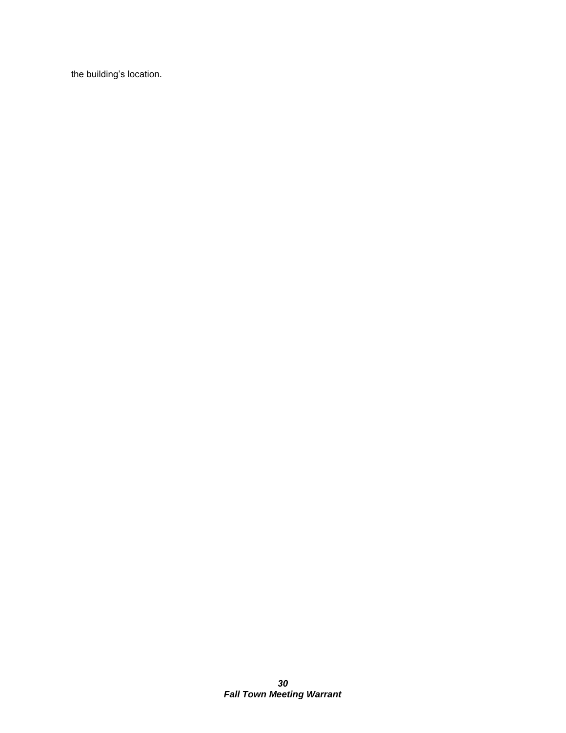the building’s location.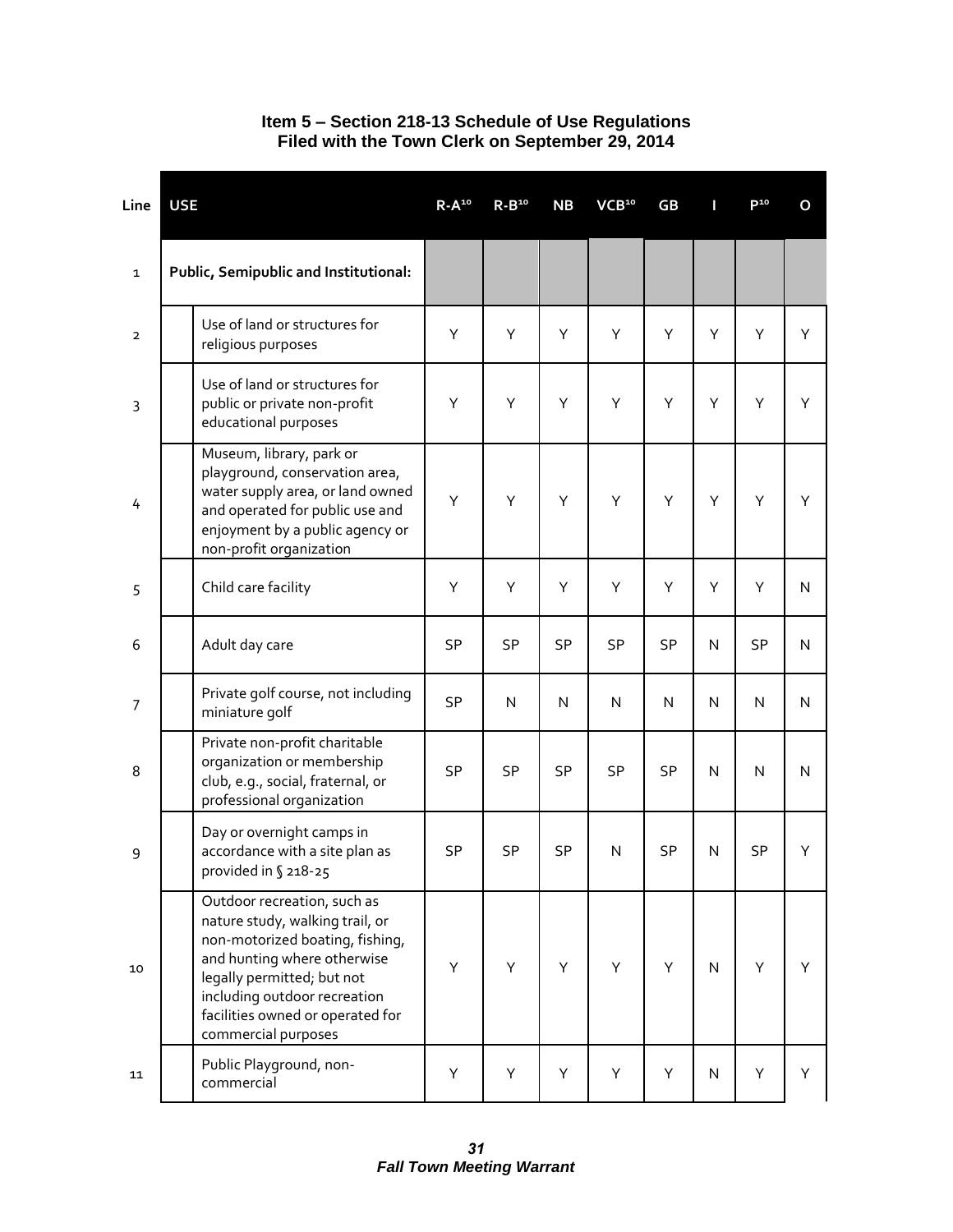**Item 5 – Section 218-13 Schedule of Use Regulations**
**Filed with the Town Clerk on September 29, 2014**

| Line | USE | R-A[10] | R-B[10] | NB | VCB[10] | GB | I | P[10] | O |
|---|---|---|---|---|---|---|---|---|---|
| 1 | **Public, Semipublic and Institutional:** | | | | | | | | |
| 2 | Use of land or structures for religious purposes | Y | Y | Y | Y | Y | Y | Y | Y |
| 3 | Use of land or structures for public or private non-profit educational purposes | Y | Y | Y | Y | Y | Y | Y | Y |
| 4 | Museum, library, park or playground, conservation area, water supply area, or land owned and operated for public use and enjoyment by a public agency or non-profit organization | Y | Y | Y | Y | Y | Y | Y | Y |
| 5 | Child care facility | Y | Y | Y | Y | Y | Y | Y | N |
| 6 | Adult day care | SP | SP | SP | SP | SP | N | SP | N |
| 7 | Private golf course, not including miniature golf | SP | N | N | N | N | N | N | N |
| 8 | Private non-profit charitable organization or membership club, e.g., social, fraternal, or professional organization | SP | SP | SP | SP | SP | N | N | N |
| 9 | Day or overnight camps in accordance with a site plan as provided in § 218-25 | SP | SP | SP | N | SP | N | SP | Y |
| 10 | Outdoor recreation, such as nature study, walking trail, or non-motorized boating, fishing, and hunting where otherwise legally permitted; but not including outdoor recreation facilities owned or operated for commercial purposes | Y | Y | Y | Y | Y | N | Y | Y |
| 11 | Public Playground, non-commercial | Y | Y | Y | Y | Y | N | Y | Y |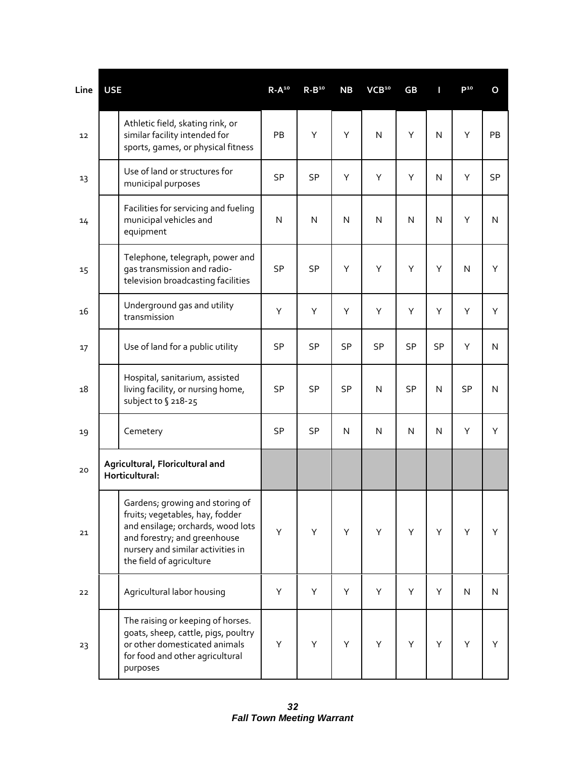| Line | USE | | R-A[10] | R-B[10] | NB | VCB[10] | GB | I | P[10] | O |
|---|---|---|---|---|---|---|---|---|---|---|
| 12 | | Athletic field, skating rink, or similar facility intended for sports, games, or physical fitness | PB | Y | Y | N | Y | N | Y | PB |
| 13 | | Use of land or structures for municipal purposes | SP | SP | Y | Y | Y | N | Y | SP |
| 14 | | Facilities for servicing and fueling municipal vehicles and equipment | N | N | N | N | N | N | Y | N |
| 15 | | Telephone, telegraph, power and gas transmission and radio-television broadcasting facilities | SP | SP | Y | Y | Y | Y | N | Y |
| 16 | | Underground gas and utility transmission | Y | Y | Y | Y | Y | Y | Y | Y |
| 17 | | Use of land for a public utility | SP | SP | SP | SP | SP | SP | Y | N |
| 18 | | Hospital, sanitarium, assisted living facility, or nursing home, subject to § 218-25 | SP | SP | SP | N | SP | N | SP | N |
| 19 | | Cemetery | SP | SP | N | N | N | N | Y | Y |
| 20 | **Agricultural, Floricultural and Horticultural:** | | | | | | | | | |
| 21 | | Gardens; growing and storing of fruits; vegetables, hay, fodder and ensilage; orchards, wood lots and forestry; and greenhouse nursery and similar activities in the field of agriculture | Y | Y | Y | Y | Y | Y | Y | Y |
| 22 | | Agricultural labor housing | Y | Y | Y | Y | Y | Y | N | N |
| 23 | | The raising or keeping of horses. goats, sheep, cattle, pigs, poultry or other domesticated animals for food and other agricultural purposes | Y | Y | Y | Y | Y | Y | Y | Y |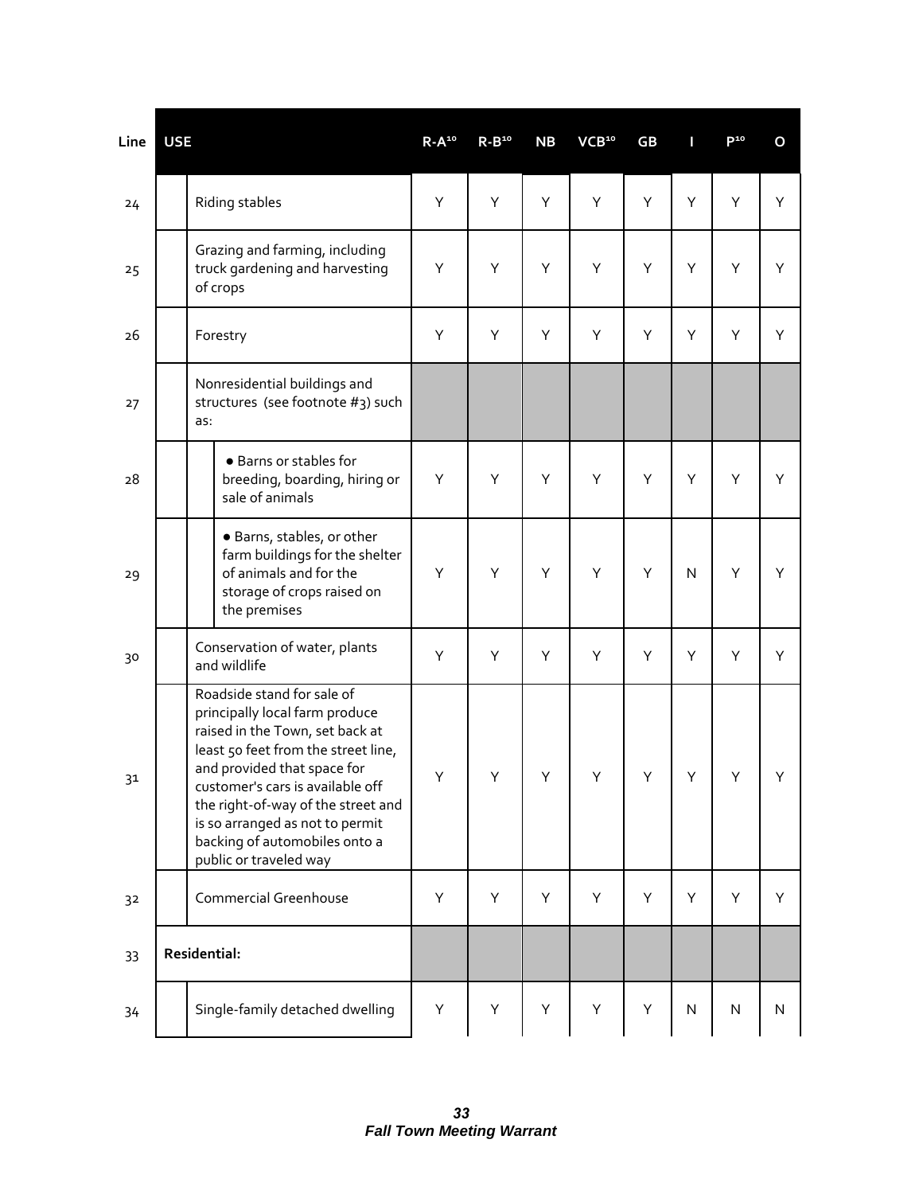| Line | USE | R-A[10] | R-B[10] | NB | VCB[10] | GB | I | P[10] | O |
|---|---|---|---|---|---|---|---|---|---|
| 24 | Riding stables | Y | Y | Y | Y | Y | Y | Y | Y |
| 25 | Grazing and farming, including truck gardening and harvesting of crops | Y | Y | Y | Y | Y | Y | Y | Y |
| 26 | Forestry | Y | Y | Y | Y | Y | Y | Y | Y |
| 27 | Nonresidential buildings and structures (see footnote #3) such as: | | | | | | | | |
| 28 | • Barns or stables for breeding, boarding, hiring or sale of animals | Y | Y | Y | Y | Y | Y | Y | Y |
| 29 | • Barns, stables, or other farm buildings for the shelter of animals and for the storage of crops raised on the premises | Y | Y | Y | Y | Y | N | Y | Y |
| 30 | Conservation of water, plants and wildlife | Y | Y | Y | Y | Y | Y | Y | Y |
| 31 | Roadside stand for sale of principally local farm produce raised in the Town, set back at least 50 feet from the street line, and provided that space for customer's cars is available off the right-of-way of the street and is so arranged as not to permit backing of automobiles onto a public or traveled way | Y | Y | Y | Y | Y | Y | Y | Y |
| 32 | Commercial Greenhouse | Y | Y | Y | Y | Y | Y | Y | Y |
| 33 | **Residential:** | | | | | | | | |
| 34 | Single-family detached dwelling | Y | Y | Y | Y | Y | N | N | N |

***Fall Town Meeting Warrant***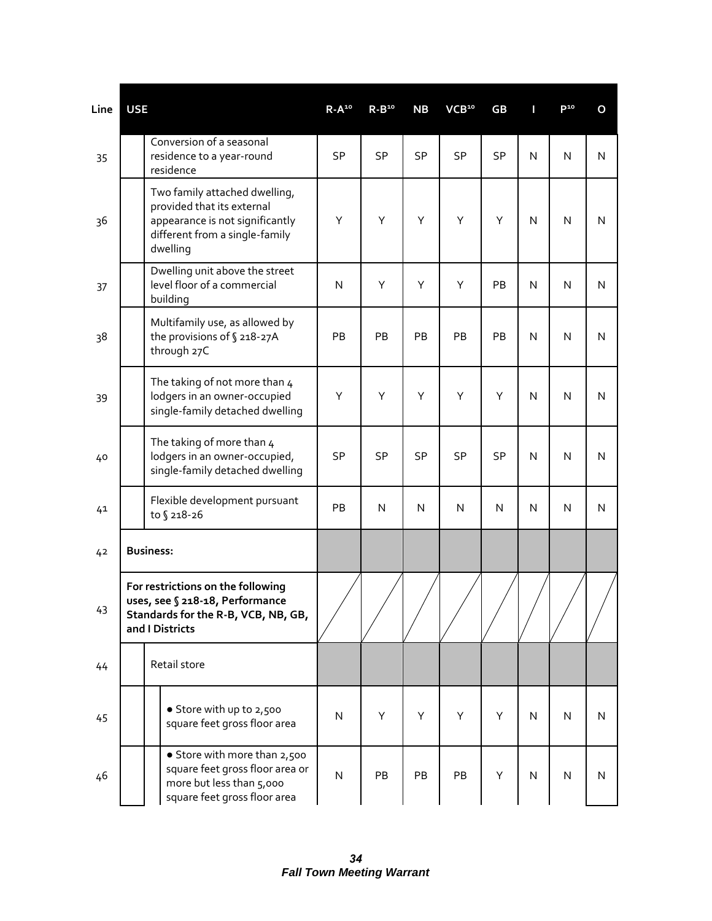| Line | USE | R-A[10] | R-B[10] | NB | VCB[10] | GB | I | P[10] | O |
|---|---|---|---|---|---|---|---|---|---|
| 35 | Conversion of a seasonal residence to a year-round residence | SP | SP | SP | SP | SP | N | N | N |
| 36 | Two family attached dwelling, provided that its external appearance is not significantly different from a single-family dwelling | Y | Y | Y | Y | Y | N | N | N |
| 37 | Dwelling unit above the street level floor of a commercial building | N | Y | Y | Y | PB | N | N | N |
| 38 | Multifamily use, as allowed by the provisions of § 218-27A through 27C | PB | PB | PB | PB | PB | N | N | N |
| 39 | The taking of not more than 4 lodgers in an owner-occupied single-family detached dwelling | Y | Y | Y | Y | Y | N | N | N |
| 40 | The taking of more than 4 lodgers in an owner-occupied, single-family detached dwelling | SP | SP | SP | SP | SP | N | N | N |
| 41 | Flexible development pursuant to § 218-26 | PB | N | N | N | N | N | N | N |
| 42 | **Business:** | | | | | | | | |
| 43 | **For restrictions on the following uses, see § 218-18, Performance Standards for the R-B, VCB, NB, GB, and I Districts** | | | | | | | | |
| 44 | Retail store | | | | | | | | |
| 45 | • Store with up to 2,500 square feet gross floor area | N | Y | Y | Y | Y | N | N | N |
| 46 | • Store with more than 2,500 square feet gross floor area or more but less than 5,000 square feet gross floor area | N | PB | PB | PB | Y | N | N | N |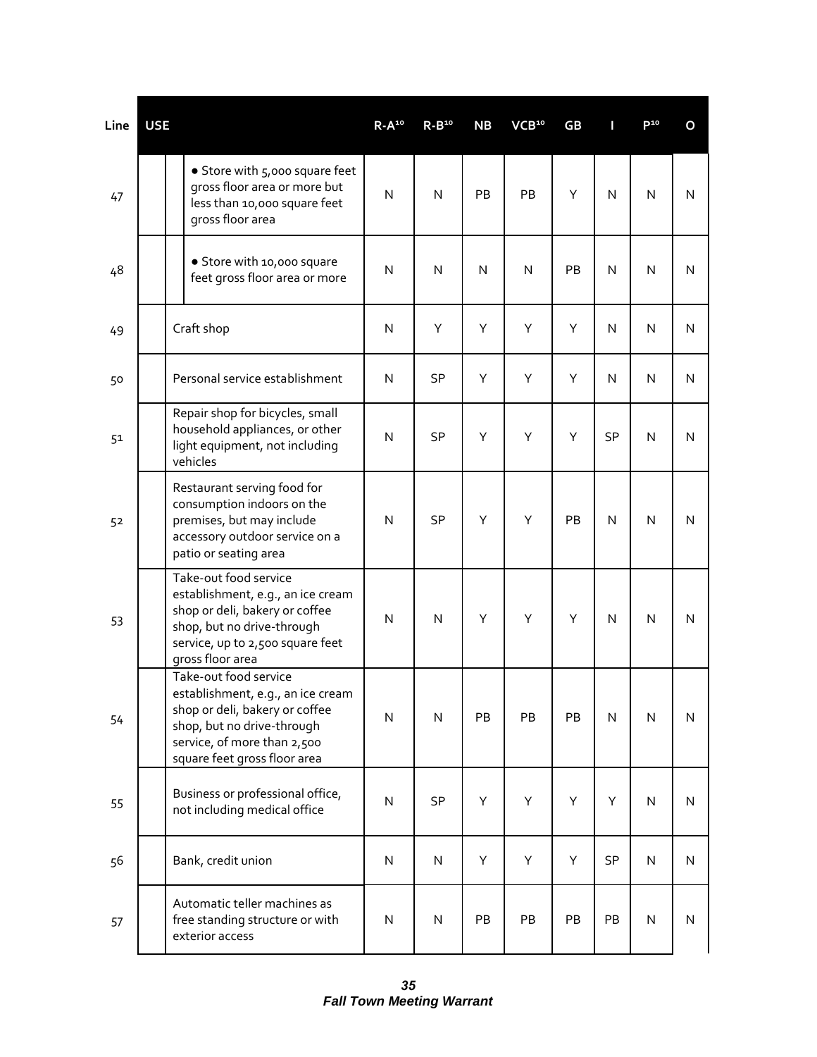| Line | USE | R-A[10] | R-B[10] | NB | VCB[10] | GB | I | P[10] | O |
|---|---|---|---|---|---|---|---|---|---|
| 47 | • Store with 5,000 square feet gross floor area or more but less than 10,000 square feet gross floor area | N | N | PB | PB | Y | N | N | N |
| 48 | • Store with 10,000 square feet gross floor area or more | N | N | N | N | PB | N | N | N |
| 49 | Craft shop | N | Y | Y | Y | Y | N | N | N |
| 50 | Personal service establishment | N | SP | Y | Y | Y | N | N | N |
| 51 | Repair shop for bicycles, small household appliances, or other light equipment, not including vehicles | N | SP | Y | Y | Y | SP | N | N |
| 52 | Restaurant serving food for consumption indoors on the premises, but may include accessory outdoor service on a patio or seating area | N | SP | Y | Y | PB | N | N | N |
| 53 | Take-out food service establishment, e.g., an ice cream shop or deli, bakery or coffee shop, but no drive-through service, up to 2,500 square feet gross floor area | N | N | Y | Y | Y | N | N | N |
| 54 | Take-out food service establishment, e.g., an ice cream shop or deli, bakery or coffee shop, but no drive-through service, of more than 2,500 square feet gross floor area | N | N | PB | PB | PB | N | N | N |
| 55 | Business or professional office, not including medical office | N | SP | Y | Y | Y | Y | N | N |
| 56 | Bank, credit union | N | N | Y | Y | Y | SP | N | N |
| 57 | Automatic teller machines as free standing structure or with exterior access | N | N | PB | PB | PB | PB | N | N |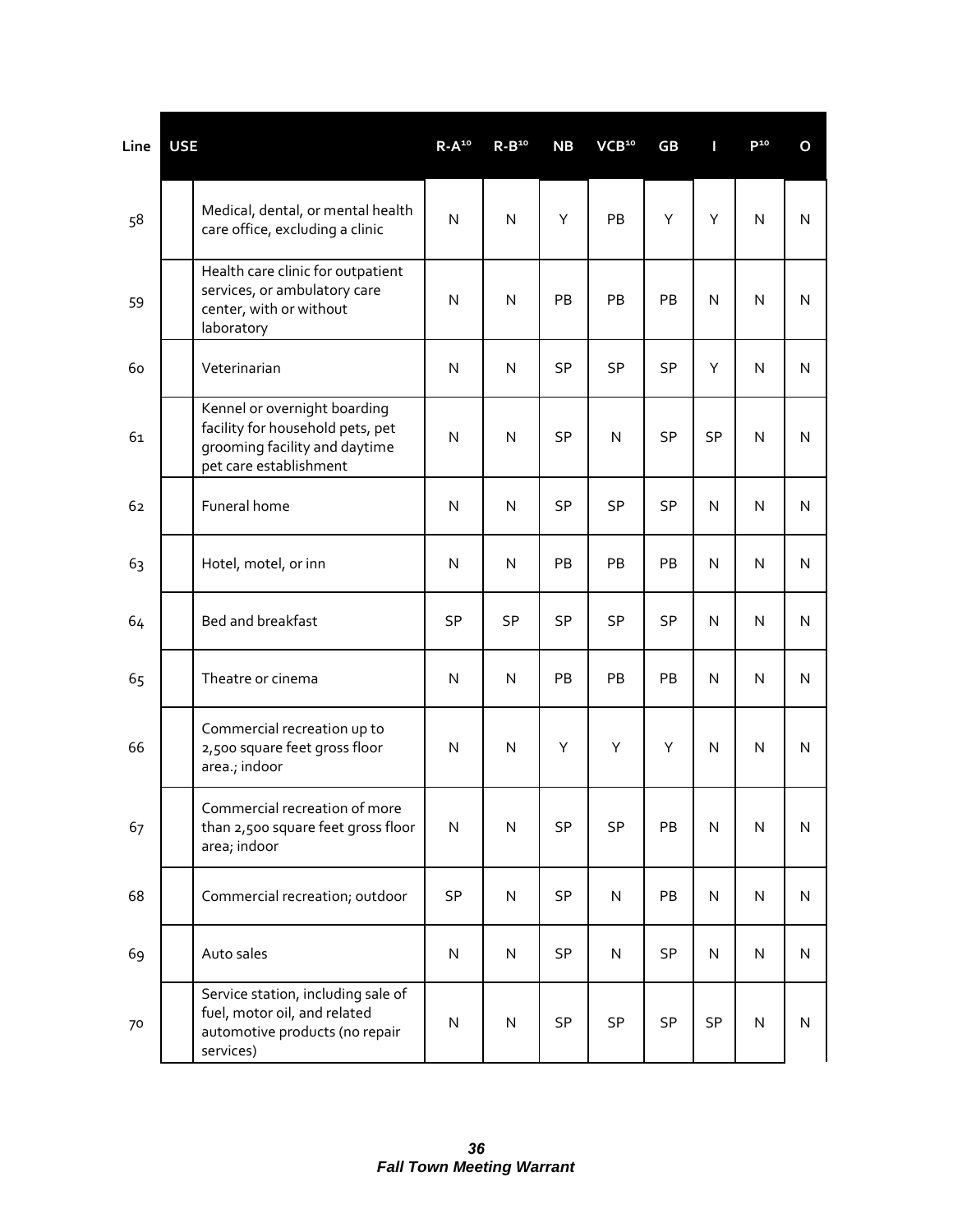| Line | USE | | R-A[10] | R-B[10] | NB | VCB[10] | GB | I | P[10] | O |
|---|---|---|---|---|---|---|---|---|---|---|
| 58 | | Medical, dental, or mental health care office, excluding a clinic | N | N | Y | PB | Y | Y | N | N |
| 59 | | Health care clinic for outpatient services, or ambulatory care center, with or without laboratory | N | N | PB | PB | PB | N | N | N |
| 60 | | Veterinarian | N | N | SP | SP | SP | Y | N | N |
| 61 | | Kennel or overnight boarding facility for household pets, pet grooming facility and daytime pet care establishment | N | N | SP | N | SP | SP | N | N |
| 62 | | Funeral home | N | N | SP | SP | SP | N | N | N |
| 63 | | Hotel, motel, or inn | N | N | PB | PB | PB | N | N | N |
| 64 | | Bed and breakfast | SP | SP | SP | SP | SP | N | N | N |
| 65 | | Theatre or cinema | N | N | PB | PB | PB | N | N | N |
| 66 | | Commercial recreation up to 2,500 square feet gross floor area.; indoor | N | N | Y | Y | Y | N | N | N |
| 67 | | Commercial recreation of more than 2,500 square feet gross floor area; indoor | N | N | SP | SP | PB | N | N | N |
| 68 | | Commercial recreation; outdoor | SP | N | SP | N | PB | N | N | N |
| 69 | | Auto sales | N | N | SP | N | SP | N | N | N |
| 70 | | Service station, including sale of fuel, motor oil, and related automotive products (no repair services) | N | N | SP | SP | SP | SP | N | N |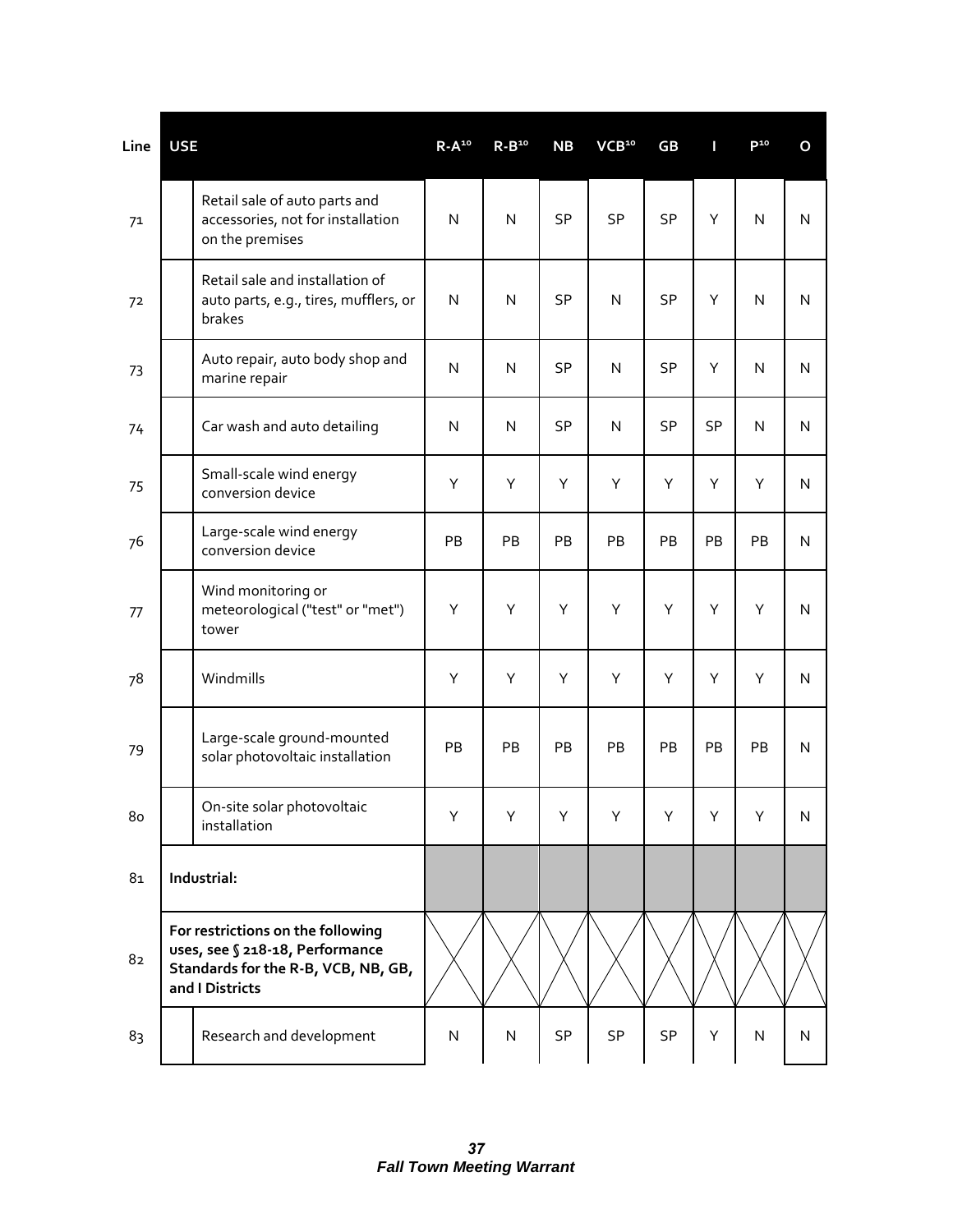| Line | USE | | R-A[10] | R-B[10] | NB | VCB[10] | GB | I | P[10] | O |
|---|---|---|---|---|---|---|---|---|---|---|
| 71 | | Retail sale of auto parts and accessories, not for installation on the premises | N | N | SP | SP | SP | Y | N | N |
| 72 | | Retail sale and installation of auto parts, e.g., tires, mufflers, or brakes | N | N | SP | N | SP | Y | N | N |
| 73 | | Auto repair, auto body shop and marine repair | N | N | SP | N | SP | Y | N | N |
| 74 | | Car wash and auto detailing | N | N | SP | N | SP | SP | N | N |
| 75 | | Small-scale wind energy conversion device | Y | Y | Y | Y | Y | Y | Y | N |
| 76 | | Large-scale wind energy conversion device | PB | PB | PB | PB | PB | PB | PB | N |
| 77 | | Wind monitoring or meteorological ("test" or "met") tower | Y | Y | Y | Y | Y | Y | Y | N |
| 78 | | Windmills | Y | Y | Y | Y | Y | Y | Y | N |
| 79 | | Large-scale ground-mounted solar photovoltaic installation | PB | PB | PB | PB | PB | PB | PB | N |
| 80 | | On-site solar photovoltaic installation | Y | Y | Y | Y | Y | Y | Y | N |
| 81 | **Industrial:** | | | | | | | | | |
| 82 | **For restrictions on the following uses, see § 218-18, Performance Standards for the R-B, VCB, NB, GB, and I Districts** | | | | | | | | | |
| 83 | | Research and development | N | N | SP | SP | SP | Y | N | N |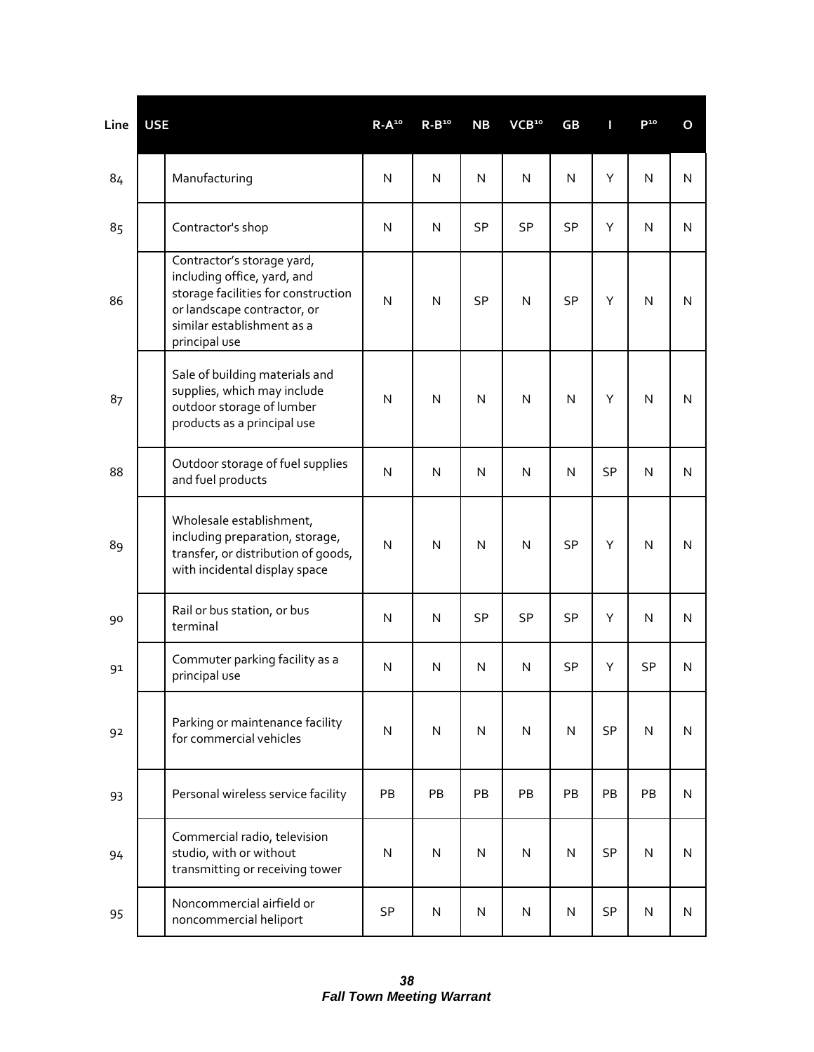| Line | USE | | R-A[10] | R-B[10] | NB | VCB[10] | GB | I | P[10] | O |
|---|---|---|---|---|---|---|---|---|---|---|
| 84 | | Manufacturing | N | N | N | N | N | Y | N | N |
| 85 | | Contractor's shop | N | N | SP | SP | SP | Y | N | N |
| 86 | | Contractor's storage yard, including office, yard, and storage facilities for construction or landscape contractor, or similar establishment as a principal use | N | N | SP | N | SP | Y | N | N |
| 87 | | Sale of building materials and supplies, which may include outdoor storage of lumber products as a principal use | N | N | N | N | N | Y | N | N |
| 88 | | Outdoor storage of fuel supplies and fuel products | N | N | N | N | N | SP | N | N |
| 89 | | Wholesale establishment, including preparation, storage, transfer, or distribution of goods, with incidental display space | N | N | N | N | SP | Y | N | N |
| 90 | | Rail or bus station, or bus terminal | N | N | SP | SP | SP | Y | N | N |
| 91 | | Commuter parking facility as a principal use | N | N | N | N | SP | Y | SP | N |
| 92 | | Parking or maintenance facility for commercial vehicles | N | N | N | N | N | SP | N | N |
| 93 | | Personal wireless service facility | PB | PB | PB | PB | PB | PB | PB | N |
| 94 | | Commercial radio, television studio, with or without transmitting or receiving tower | N | N | N | N | N | SP | N | N |
| 95 | | Noncommercial airfield or noncommercial heliport | SP | N | N | N | N | SP | N | N |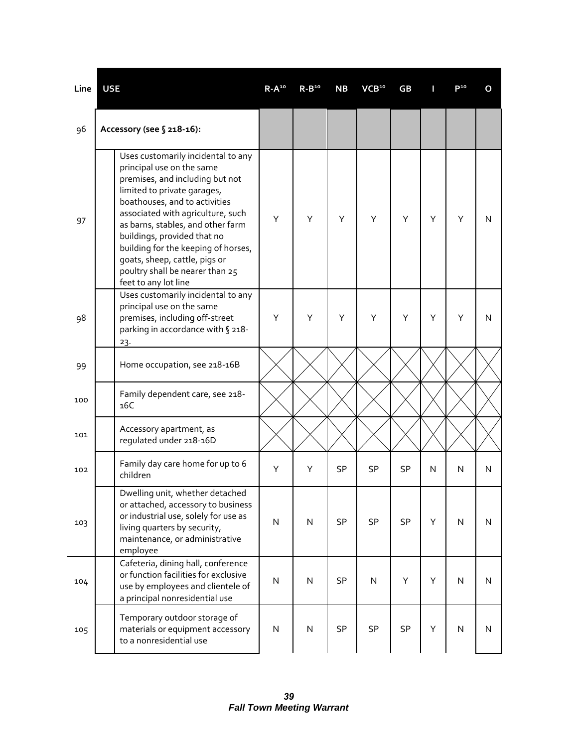| Line | USE | R-A[10] | R-B[10] | NB | VCB[10] | GB | I | P[10] | O |
|---|---|---|---|---|---|---|---|---|---|
| 96 | Accessory (see § 218-16): | | | | | | | | |
| 97 | Uses customarily incidental to any principal use on the same premises, and including but not limited to private garages, boathouses, and to activities associated with agriculture, such as barns, stables, and other farm buildings, provided that no building for the keeping of horses, goats, sheep, cattle, pigs or poultry shall be nearer than 25 feet to any lot line | Y | Y | Y | Y | Y | Y | Y | N |
| 98 | Uses customarily incidental to any principal use on the same premises, including off-street parking in accordance with § 218-23. | Y | Y | Y | Y | Y | Y | Y | N |
| 99 | Home occupation, see 218-16B | | | | | | | | |
| 100 | Family dependent care, see 218-16C | | | | | | | | |
| 101 | Accessory apartment, as regulated under 218-16D | | | | | | | | |
| 102 | Family day care home for up to 6 children | Y | Y | SP | SP | SP | N | N | N |
| 103 | Dwelling unit, whether detached or attached, accessory to business or industrial use, solely for use as living quarters by security, maintenance, or administrative employee | N | N | SP | SP | SP | Y | N | N |
| 104 | Cafeteria, dining hall, conference or function facilities for exclusive use by employees and clientele of a principal nonresidential use | N | N | SP | N | Y | Y | N | N |
| 105 | Temporary outdoor storage of materials or equipment accessory to a nonresidential use | N | N | SP | SP | SP | Y | N | N |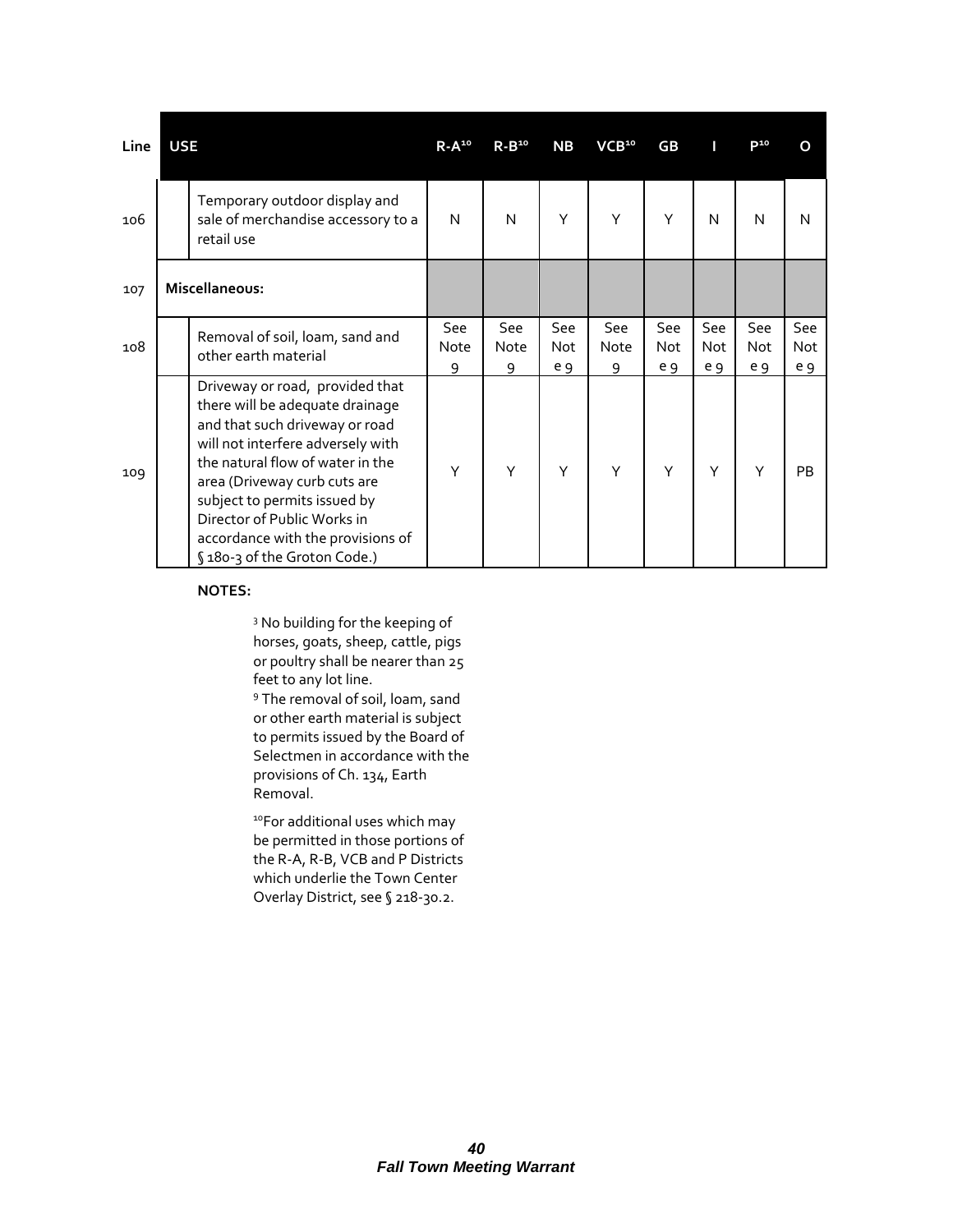| Line | USE | | R-A[10] | R-B[10] | NB | VCB[10] | GB | I | P[10] | O |
|---|---|---|---|---|---|---|---|---|---|---|
| 106 | | Temporary outdoor display and sale of merchandise accessory to a retail use | N | N | Y | Y | Y | N | N | N |
| 107 | Miscellaneous: | | | | | | | | | |
| 108 | | Removal of soil, loam, sand and other earth material | See Note 9 | See Note 9 | See Note 9 | See Note 9 | See Note 9 | See Note 9 | See Note 9 | See Note 9 |
| 109 | | Driveway or road, provided that there will be adequate drainage and that such driveway or road will not interfere adversely with the natural flow of water in the area (Driveway curb cuts are subject to permits issued by Director of Public Works in accordance with the provisions of § 180-3 of the Groton Code.) | Y | Y | Y | Y | Y | Y | Y | PB |

**NOTES:**

[3] No building for the keeping of horses, goats, sheep, cattle, pigs or poultry shall be nearer than 25 feet to any lot line.

[9] The removal of soil, loam, sand or other earth material is subject to permits issued by the Board of Selectmen in accordance with the provisions of Ch. 134, Earth Removal.

[10] For additional uses which may be permitted in those portions of the R-A, R-B, VCB and P Districts which underlie the Town Center Overlay District, see § 218-30.2.